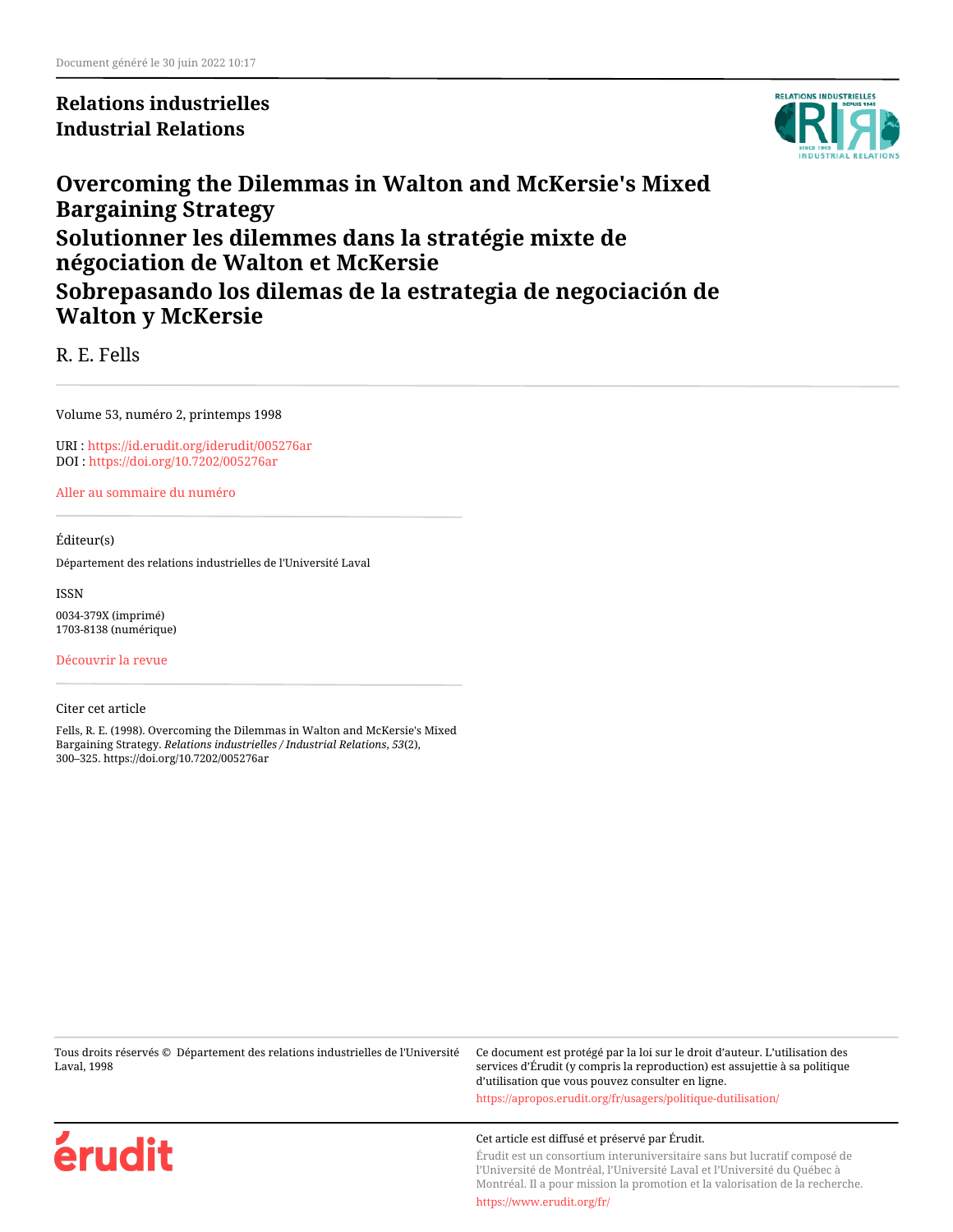Relations industrielles
Industrial Relations

# Overcoming the Dilemmas in Walton and McKersie's Mixed Bargaining Strategy

# Solutionner les dilemmes dans la stratégie mixte de négociation de Walton et McKersie

# Sobrepasando los dilemas de la estrategia de negociación de Walton y McKersie

R. E. Fells

Volume 53, numéro 2, printemps 1998

URI : https://id.erudit.org/iderudit/005276ar
DOI : https://doi.org/10.7202/005276ar

Aller au sommaire du numéro

Éditeur(s)

Département des relations industrielles de l'Université Laval

ISSN

0034-379X (imprimé)
1703-8138 (numérique)

Découvrir la revue

Citer cet article

Fells, R. E. (1998). Overcoming the Dilemmas in Walton and McKersie's Mixed Bargaining Strategy. *Relations industrielles / Industrial Relations*, *53*(2), 300–325. https://doi.org/10.7202/005276ar

Tous droits réservés © Département des relations industrielles de l'Université Laval, 1998

Ce document est protégé par la loi sur le droit d'auteur. L'utilisation des services d'Érudit (y compris la reproduction) est assujettie à sa politique d'utilisation que vous pouvez consulter en ligne.

https://apropos.erudit.org/fr/usagers/politique-dutilisation/

Cet article est diffusé et préservé par Érudit.

Érudit est un consortium interuniversitaire sans but lucratif composé de l'Université de Montréal, l'Université Laval et l'Université du Québec à Montréal. Il a pour mission la promotion et la valorisation de la recherche.

https://www.erudit.org/fr/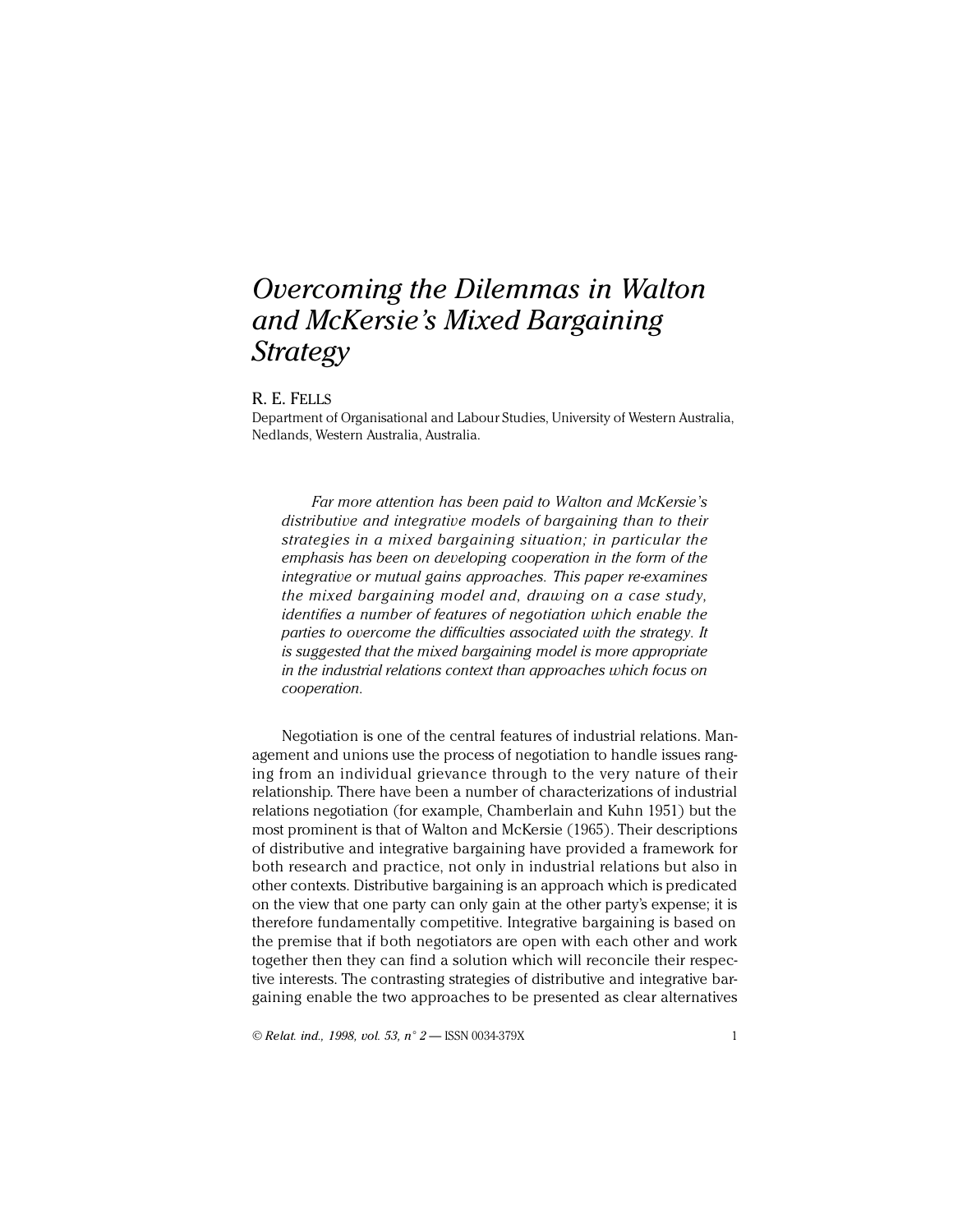# *Overcoming the Dilemmas in Walton and McKersie's Mixed Bargaining Strategy*

R. E. FELLS

Department of Organisational and Labour Studies, University of Western Australia, Nedlands, Western Australia, Australia.

> *Far more attention has been paid to Walton and McKersie's distributive and integrative models of bargaining than to their strategies in a mixed bargaining situation; in particular the emphasis has been on developing cooperation in the form of the integrative or mutual gains approaches. This paper re-examines the mixed bargaining model and, drawing on a case study, identifies a number of features of negotiation which enable the parties to overcome the difficulties associated with the strategy. It is suggested that the mixed bargaining model is more appropriate in the industrial relations context than approaches which focus on cooperation.*

Negotiation is one of the central features of industrial relations. Management and unions use the process of negotiation to handle issues ranging from an individual grievance through to the very nature of their relationship. There have been a number of characterizations of industrial relations negotiation (for example, Chamberlain and Kuhn 1951) but the most prominent is that of Walton and McKersie (1965). Their descriptions of distributive and integrative bargaining have provided a framework for both research and practice, not only in industrial relations but also in other contexts. Distributive bargaining is an approach which is predicated on the view that one party can only gain at the other party's expense; it is therefore fundamentally competitive. Integrative bargaining is based on the premise that if both negotiators are open with each other and work together then they can find a solution which will reconcile their respective interests. The contrasting strategies of distributive and integrative bargaining enable the two approaches to be presented as clear alternatives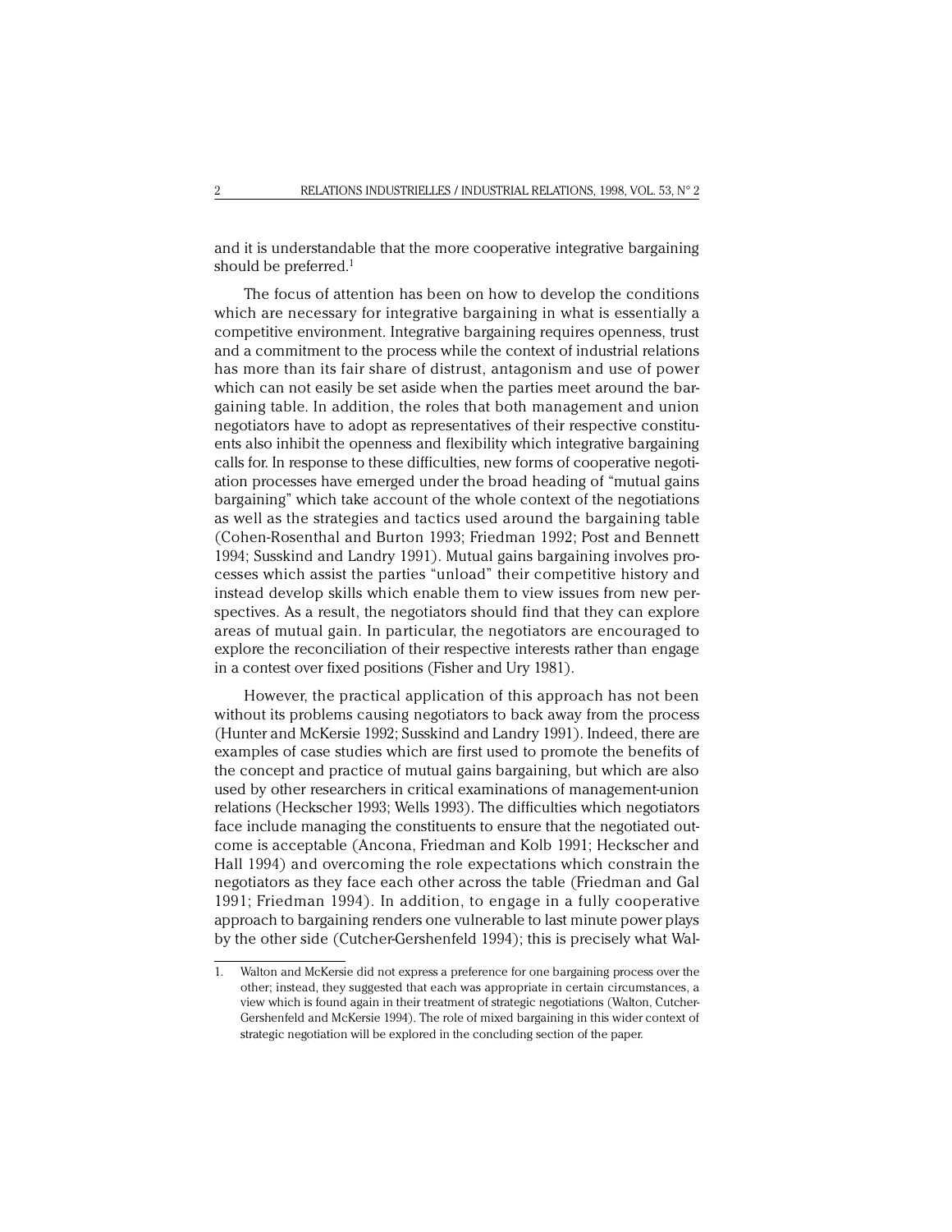and it is understandable that the more cooperative integrative bargaining should be preferred.[1]

The focus of attention has been on how to develop the conditions which are necessary for integrative bargaining in what is essentially a competitive environment. Integrative bargaining requires openness, trust and a commitment to the process while the context of industrial relations has more than its fair share of distrust, antagonism and use of power which can not easily be set aside when the parties meet around the bargaining table. In addition, the roles that both management and union negotiators have to adopt as representatives of their respective constituents also inhibit the openness and flexibility which integrative bargaining calls for. In response to these difficulties, new forms of cooperative negotiation processes have emerged under the broad heading of "mutual gains bargaining" which take account of the whole context of the negotiations as well as the strategies and tactics used around the bargaining table (Cohen-Rosenthal and Burton 1993; Friedman 1992; Post and Bennett 1994; Susskind and Landry 1991). Mutual gains bargaining involves processes which assist the parties "unload" their competitive history and instead develop skills which enable them to view issues from new perspectives. As a result, the negotiators should find that they can explore areas of mutual gain. In particular, the negotiators are encouraged to explore the reconciliation of their respective interests rather than engage in a contest over fixed positions (Fisher and Ury 1981).

However, the practical application of this approach has not been without its problems causing negotiators to back away from the process (Hunter and McKersie 1992; Susskind and Landry 1991). Indeed, there are examples of case studies which are first used to promote the benefits of the concept and practice of mutual gains bargaining, but which are also used by other researchers in critical examinations of management-union relations (Heckscher 1993; Wells 1993). The difficulties which negotiators face include managing the constituents to ensure that the negotiated outcome is acceptable (Ancona, Friedman and Kolb 1991; Heckscher and Hall 1994) and overcoming the role expectations which constrain the negotiators as they face each other across the table (Friedman and Gal 1991; Friedman 1994). In addition, to engage in a fully cooperative approach to bargaining renders one vulnerable to last minute power plays by the other side (Cutcher-Gershenfeld 1994); this is precisely what Wal-

1. Walton and McKersie did not express a preference for one bargaining process over the other; instead, they suggested that each was appropriate in certain circumstances, a view which is found again in their treatment of strategic negotiations (Walton, Cutcher-Gershenfeld and McKersie 1994). The role of mixed bargaining in this wider context of strategic negotiation will be explored in the concluding section of the paper.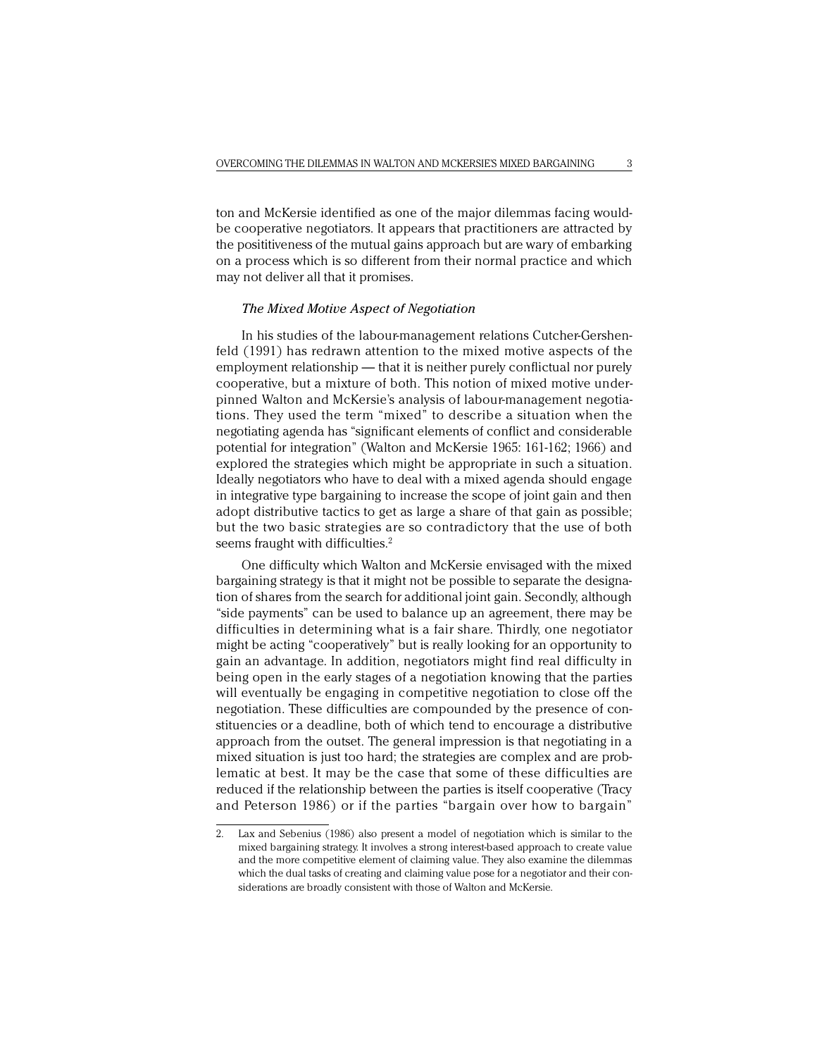ton and McKersie identified as one of the major dilemmas facing would-be cooperative negotiators. It appears that practitioners are attracted by the posititiveness of the mutual gains approach but are wary of embarking on a process which is so different from their normal practice and which may not deliver all that it promises.

### *The Mixed Motive Aspect of Negotiation*

In his studies of the labour-management relations Cutcher-Gershenfeld (1991) has redrawn attention to the mixed motive aspects of the employment relationship — that it is neither purely conflictual nor purely cooperative, but a mixture of both. This notion of mixed motive underpinned Walton and McKersie's analysis of labour-management negotiations. They used the term "mixed" to describe a situation when the negotiating agenda has "significant elements of conflict and considerable potential for integration" (Walton and McKersie 1965: 161-162; 1966) and explored the strategies which might be appropriate in such a situation. Ideally negotiators who have to deal with a mixed agenda should engage in integrative type bargaining to increase the scope of joint gain and then adopt distributive tactics to get as large a share of that gain as possible; but the two basic strategies are so contradictory that the use of both seems fraught with difficulties.[2]

One difficulty which Walton and McKersie envisaged with the mixed bargaining strategy is that it might not be possible to separate the designation of shares from the search for additional joint gain. Secondly, although "side payments" can be used to balance up an agreement, there may be difficulties in determining what is a fair share. Thirdly, one negotiator might be acting "cooperatively" but is really looking for an opportunity to gain an advantage. In addition, negotiators might find real difficulty in being open in the early stages of a negotiation knowing that the parties will eventually be engaging in competitive negotiation to close off the negotiation. These difficulties are compounded by the presence of constituencies or a deadline, both of which tend to encourage a distributive approach from the outset. The general impression is that negotiating in a mixed situation is just too hard; the strategies are complex and are problematic at best. It may be the case that some of these difficulties are reduced if the relationship between the parties is itself cooperative (Tracy and Peterson 1986) or if the parties "bargain over how to bargain"

2. Lax and Sebenius (1986) also present a model of negotiation which is similar to the mixed bargaining strategy. It involves a strong interest-based approach to create value and the more competitive element of claiming value. They also examine the dilemmas which the dual tasks of creating and claiming value pose for a negotiator and their considerations are broadly consistent with those of Walton and McKersie.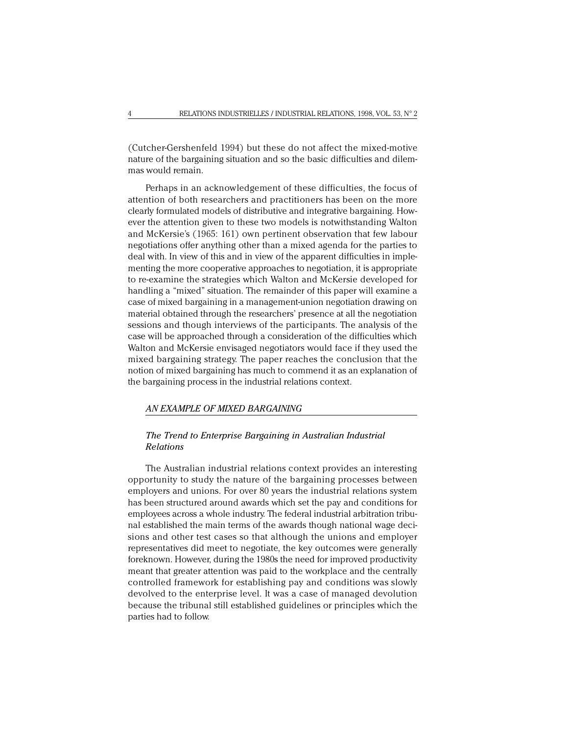(Cutcher-Gershenfeld 1994) but these do not affect the mixed-motive nature of the bargaining situation and so the basic difficulties and dilemmas would remain.

Perhaps in an acknowledgement of these difficulties, the focus of attention of both researchers and practitioners has been on the more clearly formulated models of distributive and integrative bargaining. However the attention given to these two models is notwithstanding Walton and McKersie's (1965: 161) own pertinent observation that few labour negotiations offer anything other than a mixed agenda for the parties to deal with. In view of this and in view of the apparent difficulties in implementing the more cooperative approaches to negotiation, it is appropriate to re-examine the strategies which Walton and McKersie developed for handling a "mixed" situation. The remainder of this paper will examine a case of mixed bargaining in a management-union negotiation drawing on material obtained through the researchers' presence at all the negotiation sessions and though interviews of the participants. The analysis of the case will be approached through a consideration of the difficulties which Walton and McKersie envisaged negotiators would face if they used the mixed bargaining strategy. The paper reaches the conclusion that the notion of mixed bargaining has much to commend it as an explanation of the bargaining process in the industrial relations context.

## *AN EXAMPLE OF MIXED BARGAINING*

### *The Trend to Enterprise Bargaining in Australian Industrial Relations*

The Australian industrial relations context provides an interesting opportunity to study the nature of the bargaining processes between employers and unions. For over 80 years the industrial relations system has been structured around awards which set the pay and conditions for employees across a whole industry. The federal industrial arbitration tribunal established the main terms of the awards though national wage decisions and other test cases so that although the unions and employer representatives did meet to negotiate, the key outcomes were generally foreknown. However, during the 1980s the need for improved productivity meant that greater attention was paid to the workplace and the centrally controlled framework for establishing pay and conditions was slowly devolved to the enterprise level. It was a case of managed devolution because the tribunal still established guidelines or principles which the parties had to follow.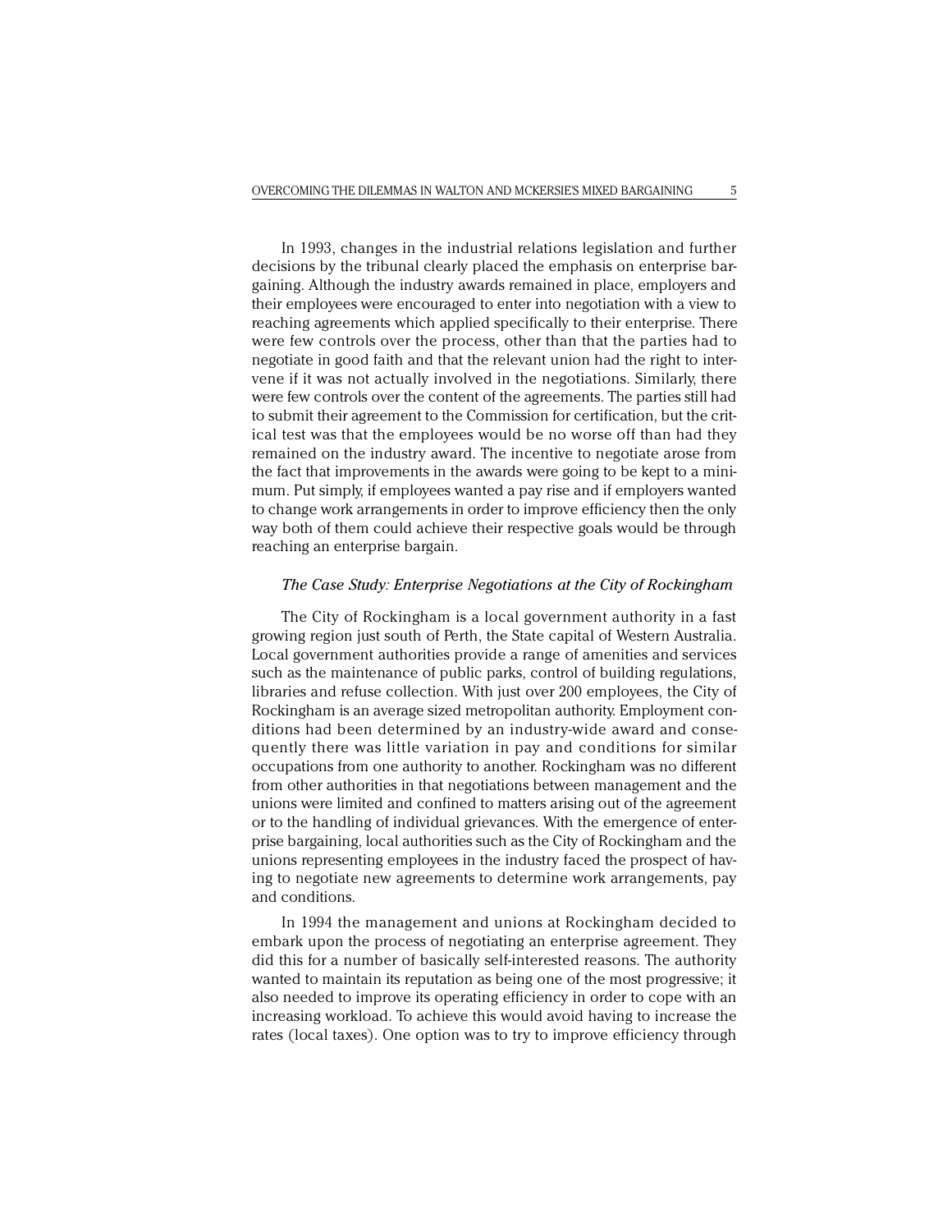In 1993, changes in the industrial relations legislation and further decisions by the tribunal clearly placed the emphasis on enterprise bargaining. Although the industry awards remained in place, employers and their employees were encouraged to enter into negotiation with a view to reaching agreements which applied specifically to their enterprise. There were few controls over the process, other than that the parties had to negotiate in good faith and that the relevant union had the right to intervene if it was not actually involved in the negotiations. Similarly, there were few controls over the content of the agreements. The parties still had to submit their agreement to the Commission for certification, but the critical test was that the employees would be no worse off than had they remained on the industry award. The incentive to negotiate arose from the fact that improvements in the awards were going to be kept to a minimum. Put simply, if employees wanted a pay rise and if employers wanted to change work arrangements in order to improve efficiency then the only way both of them could achieve their respective goals would be through reaching an enterprise bargain.

### *The Case Study: Enterprise Negotiations at the City of Rockingham*

The City of Rockingham is a local government authority in a fast growing region just south of Perth, the State capital of Western Australia. Local government authorities provide a range of amenities and services such as the maintenance of public parks, control of building regulations, libraries and refuse collection. With just over 200 employees, the City of Rockingham is an average sized metropolitan authority. Employment conditions had been determined by an industry-wide award and consequently there was little variation in pay and conditions for similar occupations from one authority to another. Rockingham was no different from other authorities in that negotiations between management and the unions were limited and confined to matters arising out of the agreement or to the handling of individual grievances. With the emergence of enterprise bargaining, local authorities such as the City of Rockingham and the unions representing employees in the industry faced the prospect of having to negotiate new agreements to determine work arrangements, pay and conditions.

In 1994 the management and unions at Rockingham decided to embark upon the process of negotiating an enterprise agreement. They did this for a number of basically self-interested reasons. The authority wanted to maintain its reputation as being one of the most progressive; it also needed to improve its operating efficiency in order to cope with an increasing workload. To achieve this would avoid having to increase the rates (local taxes). One option was to try to improve efficiency through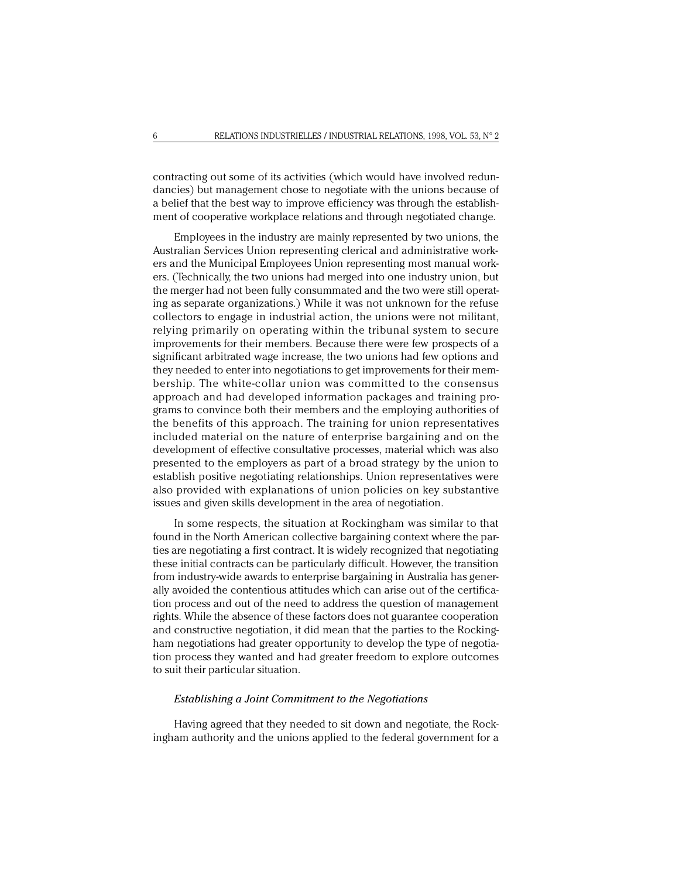contracting out some of its activities (which would have involved redundancies) but management chose to negotiate with the unions because of a belief that the best way to improve efficiency was through the establishment of cooperative workplace relations and through negotiated change.

Employees in the industry are mainly represented by two unions, the Australian Services Union representing clerical and administrative workers and the Municipal Employees Union representing most manual workers. (Technically, the two unions had merged into one industry union, but the merger had not been fully consummated and the two were still operating as separate organizations.) While it was not unknown for the refuse collectors to engage in industrial action, the unions were not militant, relying primarily on operating within the tribunal system to secure improvements for their members. Because there were few prospects of a significant arbitrated wage increase, the two unions had few options and they needed to enter into negotiations to get improvements for their membership. The white-collar union was committed to the consensus approach and had developed information packages and training programs to convince both their members and the employing authorities of the benefits of this approach. The training for union representatives included material on the nature of enterprise bargaining and on the development of effective consultative processes, material which was also presented to the employers as part of a broad strategy by the union to establish positive negotiating relationships. Union representatives were also provided with explanations of union policies on key substantive issues and given skills development in the area of negotiation.

In some respects, the situation at Rockingham was similar to that found in the North American collective bargaining context where the parties are negotiating a first contract. It is widely recognized that negotiating these initial contracts can be particularly difficult. However, the transition from industry-wide awards to enterprise bargaining in Australia has generally avoided the contentious attitudes which can arise out of the certification process and out of the need to address the question of management rights. While the absence of these factors does not guarantee cooperation and constructive negotiation, it did mean that the parties to the Rockingham negotiations had greater opportunity to develop the type of negotiation process they wanted and had greater freedom to explore outcomes to suit their particular situation.

### *Establishing a Joint Commitment to the Negotiations*

Having agreed that they needed to sit down and negotiate, the Rockingham authority and the unions applied to the federal government for a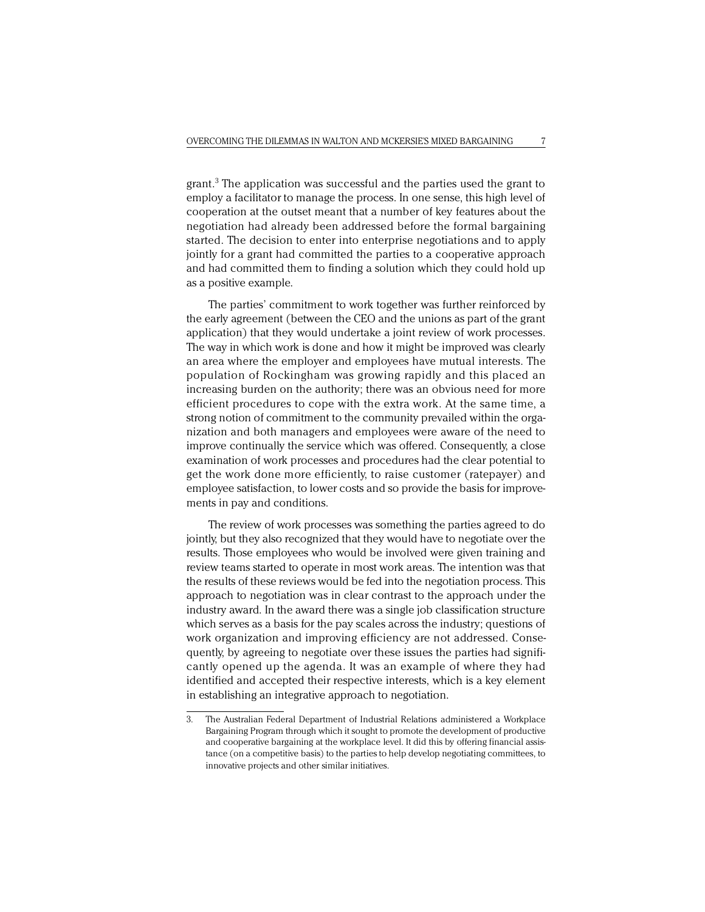grant.[3] The application was successful and the parties used the grant to employ a facilitator to manage the process. In one sense, this high level of cooperation at the outset meant that a number of key features about the negotiation had already been addressed before the formal bargaining started. The decision to enter into enterprise negotiations and to apply jointly for a grant had committed the parties to a cooperative approach and had committed them to finding a solution which they could hold up as a positive example.

The parties' commitment to work together was further reinforced by the early agreement (between the CEO and the unions as part of the grant application) that they would undertake a joint review of work processes. The way in which work is done and how it might be improved was clearly an area where the employer and employees have mutual interests. The population of Rockingham was growing rapidly and this placed an increasing burden on the authority; there was an obvious need for more efficient procedures to cope with the extra work. At the same time, a strong notion of commitment to the community prevailed within the organization and both managers and employees were aware of the need to improve continually the service which was offered. Consequently, a close examination of work processes and procedures had the clear potential to get the work done more efficiently, to raise customer (ratepayer) and employee satisfaction, to lower costs and so provide the basis for improvements in pay and conditions.

The review of work processes was something the parties agreed to do jointly, but they also recognized that they would have to negotiate over the results. Those employees who would be involved were given training and review teams started to operate in most work areas. The intention was that the results of these reviews would be fed into the negotiation process. This approach to negotiation was in clear contrast to the approach under the industry award. In the award there was a single job classification structure which serves as a basis for the pay scales across the industry; questions of work organization and improving efficiency are not addressed. Consequently, by agreeing to negotiate over these issues the parties had significantly opened up the agenda. It was an example of where they had identified and accepted their respective interests, which is a key element in establishing an integrative approach to negotiation.

3. The Australian Federal Department of Industrial Relations administered a Workplace Bargaining Program through which it sought to promote the development of productive and cooperative bargaining at the workplace level. It did this by offering financial assistance (on a competitive basis) to the parties to help develop negotiating committees, to innovative projects and other similar initiatives.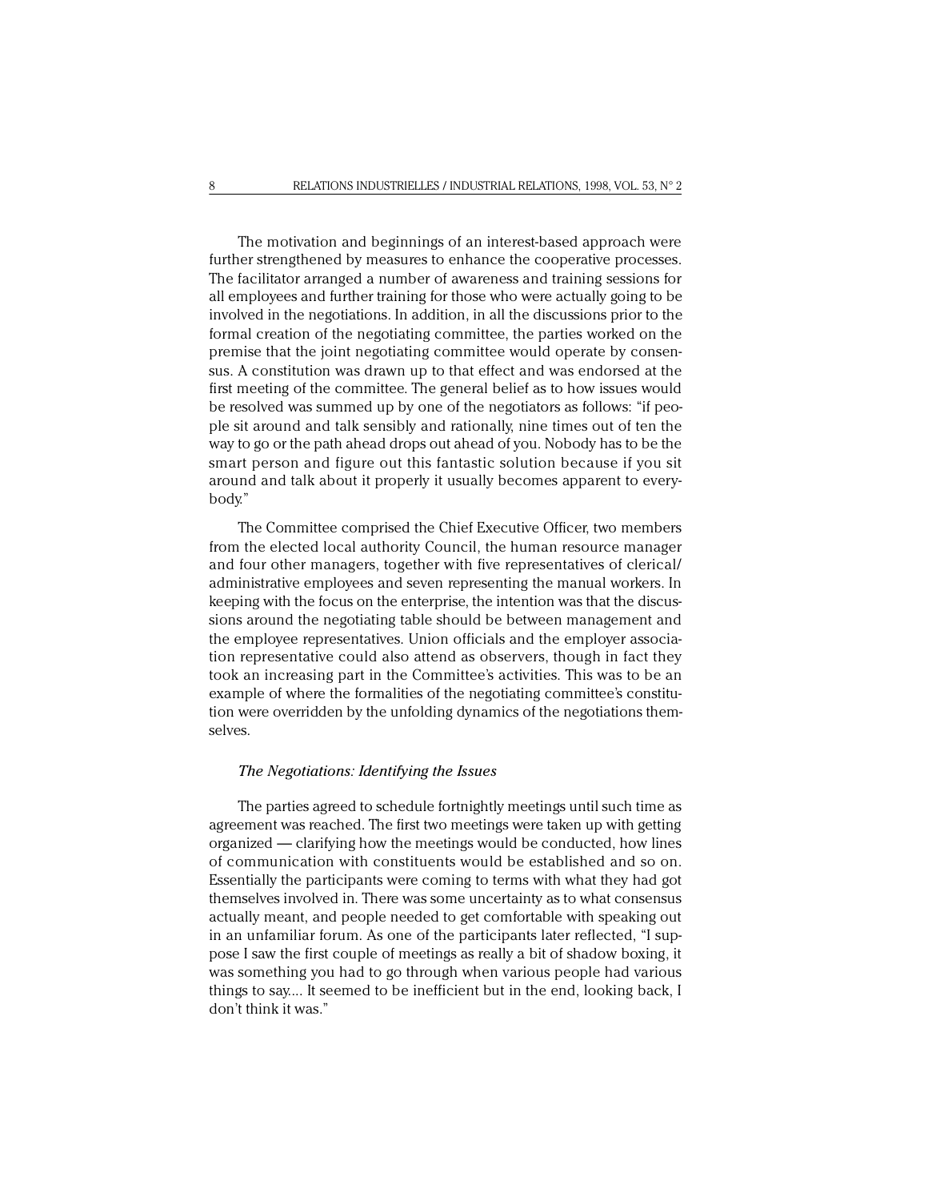The motivation and beginnings of an interest-based approach were further strengthened by measures to enhance the cooperative processes. The facilitator arranged a number of awareness and training sessions for all employees and further training for those who were actually going to be involved in the negotiations. In addition, in all the discussions prior to the formal creation of the negotiating committee, the parties worked on the premise that the joint negotiating committee would operate by consensus. A constitution was drawn up to that effect and was endorsed at the first meeting of the committee. The general belief as to how issues would be resolved was summed up by one of the negotiators as follows: "if people sit around and talk sensibly and rationally, nine times out of ten the way to go or the path ahead drops out ahead of you. Nobody has to be the smart person and figure out this fantastic solution because if you sit around and talk about it properly it usually becomes apparent to everybody."

The Committee comprised the Chief Executive Officer, two members from the elected local authority Council, the human resource manager and four other managers, together with five representatives of clerical/administrative employees and seven representing the manual workers. In keeping with the focus on the enterprise, the intention was that the discussions around the negotiating table should be between management and the employee representatives. Union officials and the employer association representative could also attend as observers, though in fact they took an increasing part in the Committee's activities. This was to be an example of where the formalities of the negotiating committee's constitution were overridden by the unfolding dynamics of the negotiations themselves.

### *The Negotiations: Identifying the Issues*

The parties agreed to schedule fortnightly meetings until such time as agreement was reached. The first two meetings were taken up with getting organized — clarifying how the meetings would be conducted, how lines of communication with constituents would be established and so on. Essentially the participants were coming to terms with what they had got themselves involved in. There was some uncertainty as to what consensus actually meant, and people needed to get comfortable with speaking out in an unfamiliar forum. As one of the participants later reflected, "I suppose I saw the first couple of meetings as really a bit of shadow boxing, it was something you had to go through when various people had various things to say.... It seemed to be inefficient but in the end, looking back, I don't think it was."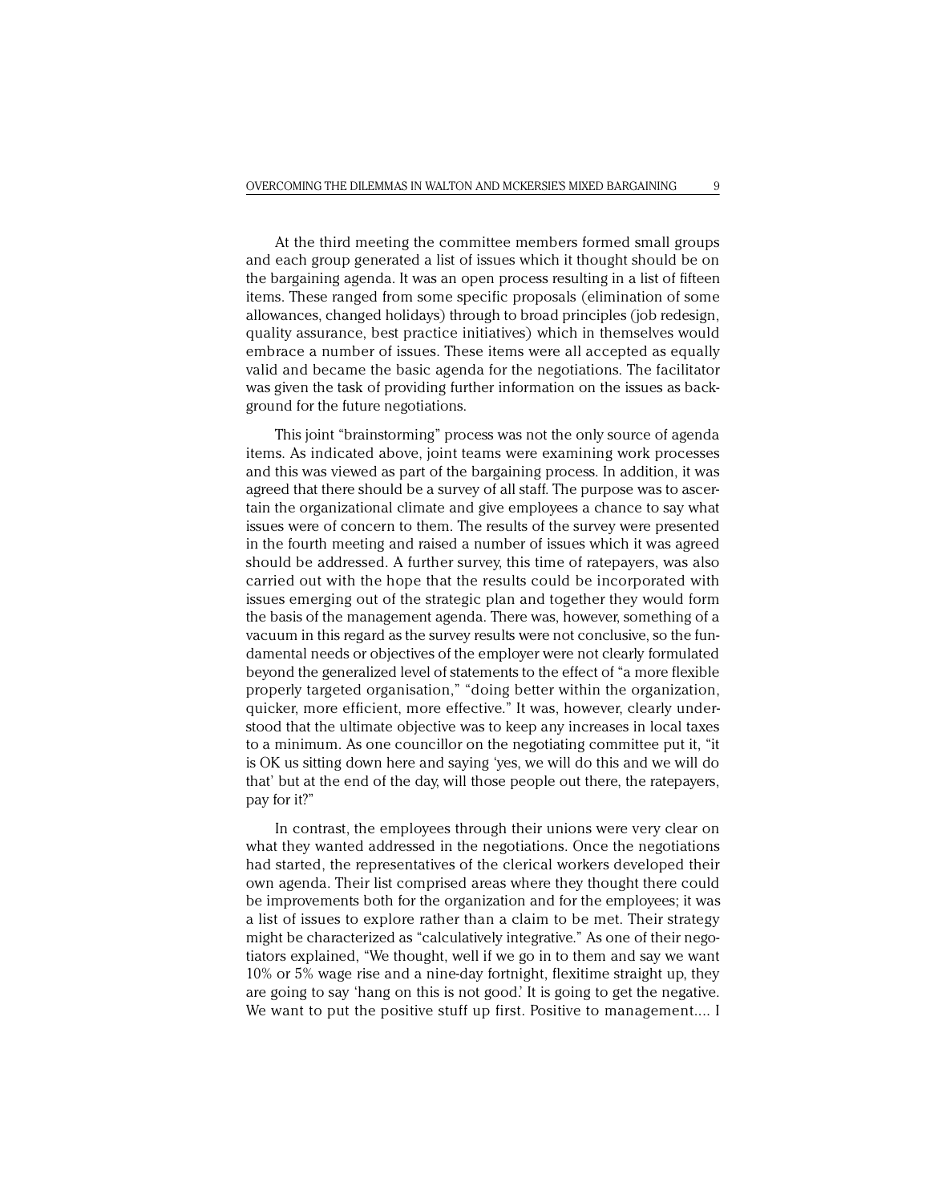At the third meeting the committee members formed small groups and each group generated a list of issues which it thought should be on the bargaining agenda. It was an open process resulting in a list of fifteen items. These ranged from some specific proposals (elimination of some allowances, changed holidays) through to broad principles (job redesign, quality assurance, best practice initiatives) which in themselves would embrace a number of issues. These items were all accepted as equally valid and became the basic agenda for the negotiations. The facilitator was given the task of providing further information on the issues as background for the future negotiations.

This joint "brainstorming" process was not the only source of agenda items. As indicated above, joint teams were examining work processes and this was viewed as part of the bargaining process. In addition, it was agreed that there should be a survey of all staff. The purpose was to ascertain the organizational climate and give employees a chance to say what issues were of concern to them. The results of the survey were presented in the fourth meeting and raised a number of issues which it was agreed should be addressed. A further survey, this time of ratepayers, was also carried out with the hope that the results could be incorporated with issues emerging out of the strategic plan and together they would form the basis of the management agenda. There was, however, something of a vacuum in this regard as the survey results were not conclusive, so the fundamental needs or objectives of the employer were not clearly formulated beyond the generalized level of statements to the effect of "a more flexible properly targeted organisation," "doing better within the organization, quicker, more efficient, more effective." It was, however, clearly understood that the ultimate objective was to keep any increases in local taxes to a minimum. As one councillor on the negotiating committee put it, "it is OK us sitting down here and saying 'yes, we will do this and we will do that' but at the end of the day, will those people out there, the ratepayers, pay for it?"

In contrast, the employees through their unions were very clear on what they wanted addressed in the negotiations. Once the negotiations had started, the representatives of the clerical workers developed their own agenda. Their list comprised areas where they thought there could be improvements both for the organization and for the employees; it was a list of issues to explore rather than a claim to be met. Their strategy might be characterized as "calculatively integrative." As one of their negotiators explained, "We thought, well if we go in to them and say we want 10% or 5% wage rise and a nine-day fortnight, flexitime straight up, they are going to say 'hang on this is not good.' It is going to get the negative. We want to put the positive stuff up first. Positive to management.... I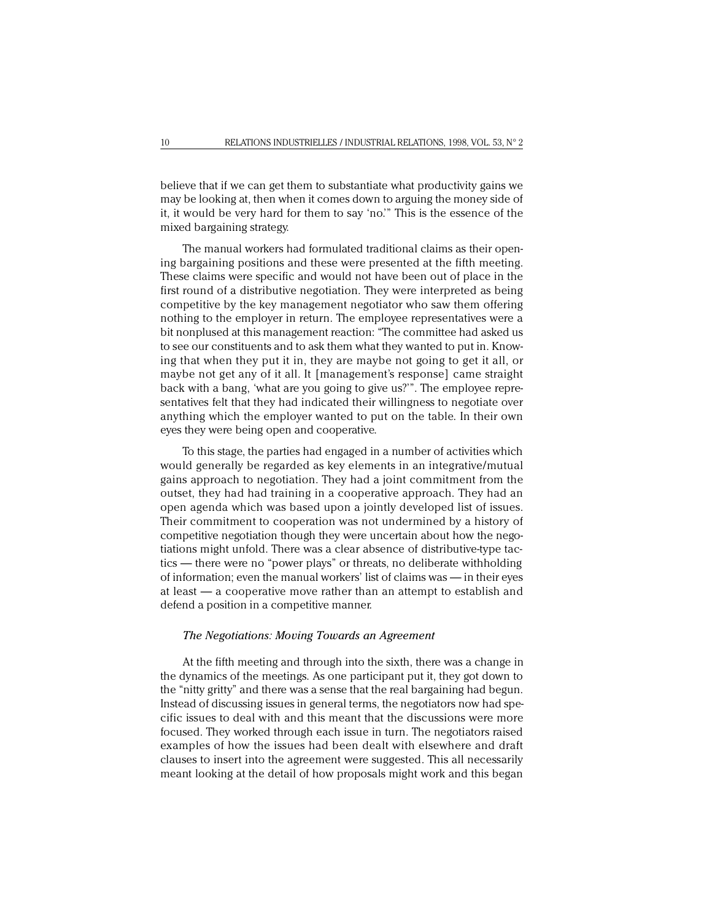believe that if we can get them to substantiate what productivity gains we may be looking at, then when it comes down to arguing the money side of it, it would be very hard for them to say 'no.'" This is the essence of the mixed bargaining strategy.

The manual workers had formulated traditional claims as their opening bargaining positions and these were presented at the fifth meeting. These claims were specific and would not have been out of place in the first round of a distributive negotiation. They were interpreted as being competitive by the key management negotiator who saw them offering nothing to the employer in return. The employee representatives were a bit nonplused at this management reaction: "The committee had asked us to see our constituents and to ask them what they wanted to put in. Knowing that when they put it in, they are maybe not going to get it all, or maybe not get any of it all. It [management's response] came straight back with a bang, 'what are you going to give us?'". The employee representatives felt that they had indicated their willingness to negotiate over anything which the employer wanted to put on the table. In their own eyes they were being open and cooperative.

To this stage, the parties had engaged in a number of activities which would generally be regarded as key elements in an integrative/mutual gains approach to negotiation. They had a joint commitment from the outset, they had had training in a cooperative approach. They had an open agenda which was based upon a jointly developed list of issues. Their commitment to cooperation was not undermined by a history of competitive negotiation though they were uncertain about how the negotiations might unfold. There was a clear absence of distributive-type tactics — there were no "power plays" or threats, no deliberate withholding of information; even the manual workers' list of claims was — in their eyes at least — a cooperative move rather than an attempt to establish and defend a position in a competitive manner.

### *The Negotiations: Moving Towards an Agreement*

At the fifth meeting and through into the sixth, there was a change in the dynamics of the meetings. As one participant put it, they got down to the "nitty gritty" and there was a sense that the real bargaining had begun. Instead of discussing issues in general terms, the negotiators now had specific issues to deal with and this meant that the discussions were more focused. They worked through each issue in turn. The negotiators raised examples of how the issues had been dealt with elsewhere and draft clauses to insert into the agreement were suggested. This all necessarily meant looking at the detail of how proposals might work and this began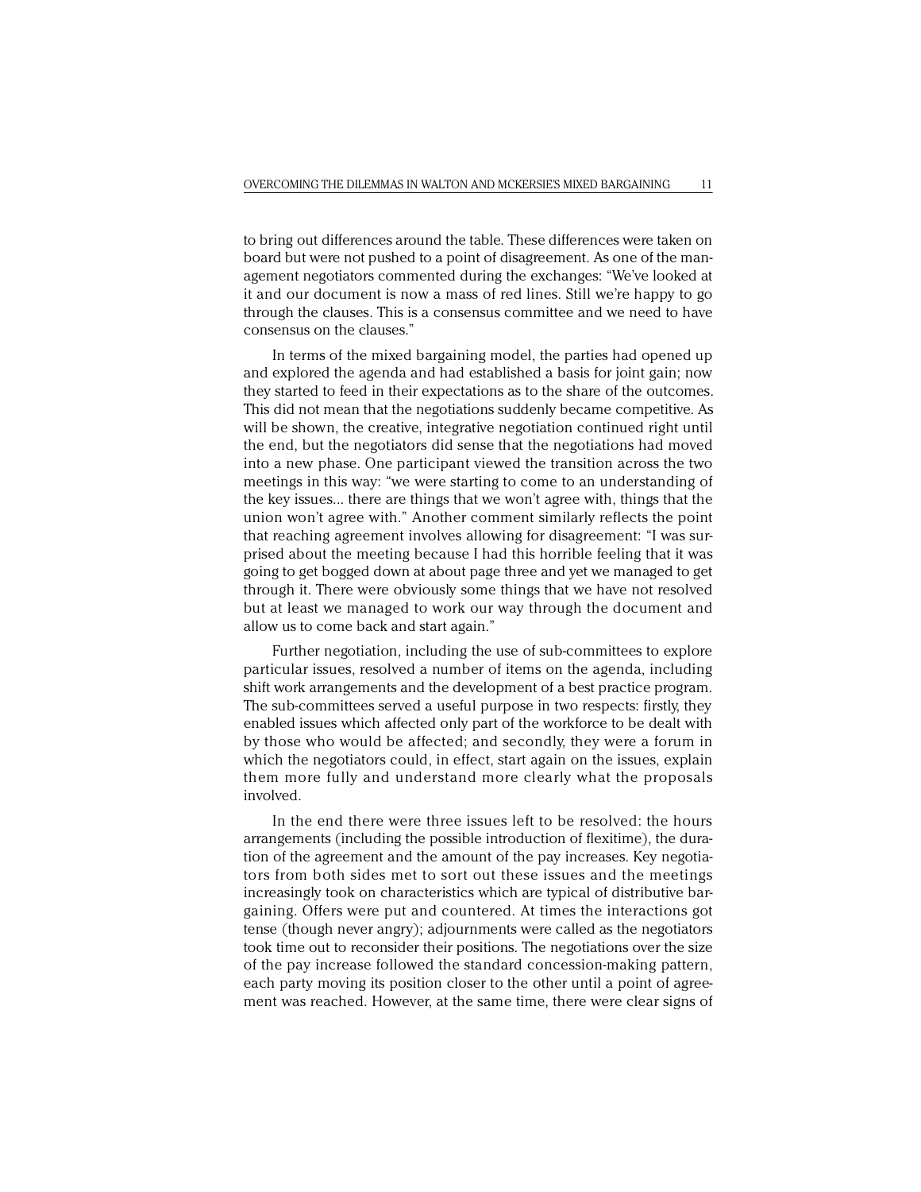to bring out differences around the table. These differences were taken on board but were not pushed to a point of disagreement. As one of the management negotiators commented during the exchanges: "We've looked at it and our document is now a mass of red lines. Still we're happy to go through the clauses. This is a consensus committee and we need to have consensus on the clauses."

In terms of the mixed bargaining model, the parties had opened up and explored the agenda and had established a basis for joint gain; now they started to feed in their expectations as to the share of the outcomes. This did not mean that the negotiations suddenly became competitive. As will be shown, the creative, integrative negotiation continued right until the end, but the negotiators did sense that the negotiations had moved into a new phase. One participant viewed the transition across the two meetings in this way: "we were starting to come to an understanding of the key issues... there are things that we won't agree with, things that the union won't agree with." Another comment similarly reflects the point that reaching agreement involves allowing for disagreement: "I was surprised about the meeting because I had this horrible feeling that it was going to get bogged down at about page three and yet we managed to get through it. There were obviously some things that we have not resolved but at least we managed to work our way through the document and allow us to come back and start again."

Further negotiation, including the use of sub-committees to explore particular issues, resolved a number of items on the agenda, including shift work arrangements and the development of a best practice program. The sub-committees served a useful purpose in two respects: firstly, they enabled issues which affected only part of the workforce to be dealt with by those who would be affected; and secondly, they were a forum in which the negotiators could, in effect, start again on the issues, explain them more fully and understand more clearly what the proposals involved.

In the end there were three issues left to be resolved: the hours arrangements (including the possible introduction of flexitime), the duration of the agreement and the amount of the pay increases. Key negotiators from both sides met to sort out these issues and the meetings increasingly took on characteristics which are typical of distributive bargaining. Offers were put and countered. At times the interactions got tense (though never angry); adjournments were called as the negotiators took time out to reconsider their positions. The negotiations over the size of the pay increase followed the standard concession-making pattern, each party moving its position closer to the other until a point of agreement was reached. However, at the same time, there were clear signs of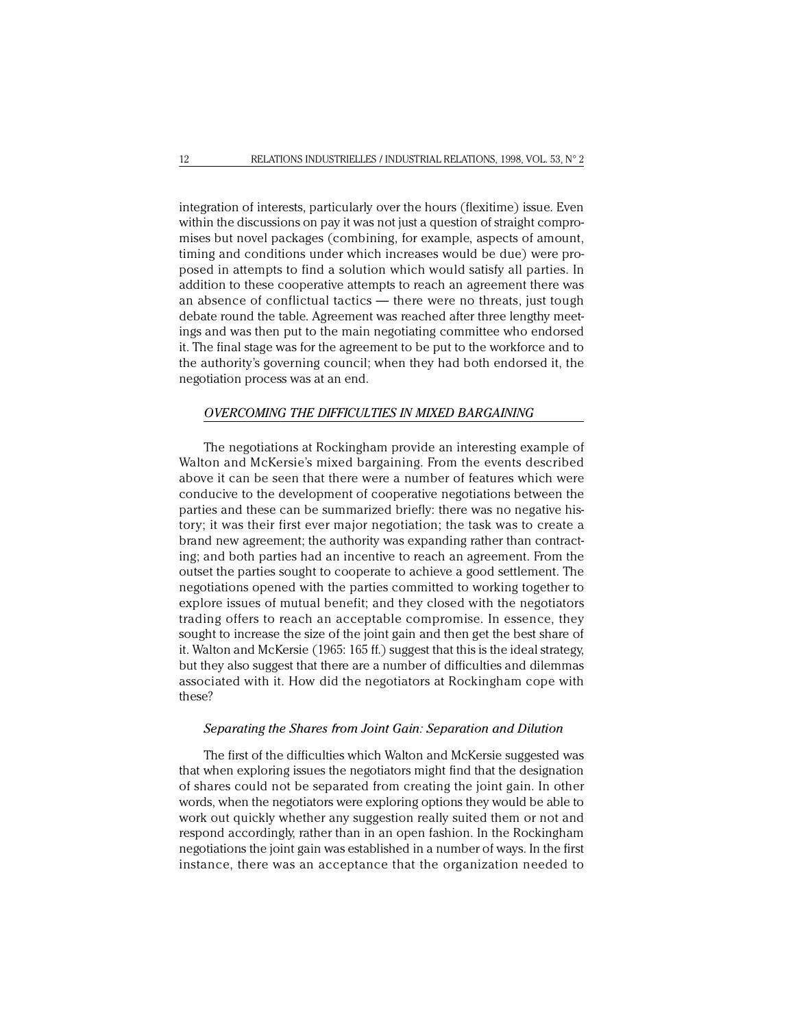integration of interests, particularly over the hours (flexitime) issue. Even within the discussions on pay it was not just a question of straight compromises but novel packages (combining, for example, aspects of amount, timing and conditions under which increases would be due) were proposed in attempts to find a solution which would satisfy all parties. In addition to these cooperative attempts to reach an agreement there was an absence of conflictual tactics — there were no threats, just tough debate round the table. Agreement was reached after three lengthy meetings and was then put to the main negotiating committee who endorsed it. The final stage was for the agreement to be put to the workforce and to the authority's governing council; when they had both endorsed it, the negotiation process was at an end.

## *OVERCOMING THE DIFFICULTIES IN MIXED BARGAINING*

The negotiations at Rockingham provide an interesting example of Walton and McKersie's mixed bargaining. From the events described above it can be seen that there were a number of features which were conducive to the development of cooperative negotiations between the parties and these can be summarized briefly: there was no negative history; it was their first ever major negotiation; the task was to create a brand new agreement; the authority was expanding rather than contracting; and both parties had an incentive to reach an agreement. From the outset the parties sought to cooperate to achieve a good settlement. The negotiations opened with the parties committed to working together to explore issues of mutual benefit; and they closed with the negotiators trading offers to reach an acceptable compromise. In essence, they sought to increase the size of the joint gain and then get the best share of it. Walton and McKersie (1965: 165 ff.) suggest that this is the ideal strategy, but they also suggest that there are a number of difficulties and dilemmas associated with it. How did the negotiators at Rockingham cope with these?

### *Separating the Shares from Joint Gain: Separation and Dilution*

The first of the difficulties which Walton and McKersie suggested was that when exploring issues the negotiators might find that the designation of shares could not be separated from creating the joint gain. In other words, when the negotiators were exploring options they would be able to work out quickly whether any suggestion really suited them or not and respond accordingly, rather than in an open fashion. In the Rockingham negotiations the joint gain was established in a number of ways. In the first instance, there was an acceptance that the organization needed to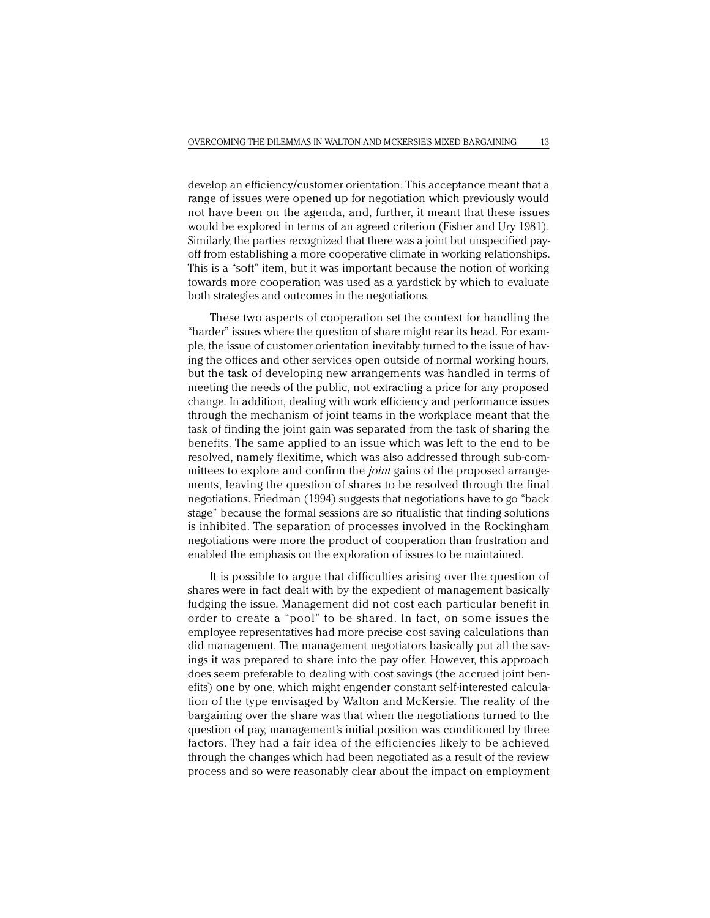develop an efficiency/customer orientation. This acceptance meant that a range of issues were opened up for negotiation which previously would not have been on the agenda, and, further, it meant that these issues would be explored in terms of an agreed criterion (Fisher and Ury 1981). Similarly, the parties recognized that there was a joint but unspecified pay-off from establishing a more cooperative climate in working relationships. This is a "soft" item, but it was important because the notion of working towards more cooperation was used as a yardstick by which to evaluate both strategies and outcomes in the negotiations.

These two aspects of cooperation set the context for handling the "harder" issues where the question of share might rear its head. For example, the issue of customer orientation inevitably turned to the issue of having the offices and other services open outside of normal working hours, but the task of developing new arrangements was handled in terms of meeting the needs of the public, not extracting a price for any proposed change. In addition, dealing with work efficiency and performance issues through the mechanism of joint teams in the workplace meant that the task of finding the joint gain was separated from the task of sharing the benefits. The same applied to an issue which was left to the end to be resolved, namely flexitime, which was also addressed through sub-committees to explore and confirm the *joint* gains of the proposed arrangements, leaving the question of shares to be resolved through the final negotiations. Friedman (1994) suggests that negotiations have to go "back stage" because the formal sessions are so ritualistic that finding solutions is inhibited. The separation of processes involved in the Rockingham negotiations were more the product of cooperation than frustration and enabled the emphasis on the exploration of issues to be maintained.

It is possible to argue that difficulties arising over the question of shares were in fact dealt with by the expedient of management basically fudging the issue. Management did not cost each particular benefit in order to create a "pool" to be shared. In fact, on some issues the employee representatives had more precise cost saving calculations than did management. The management negotiators basically put all the savings it was prepared to share into the pay offer. However, this approach does seem preferable to dealing with cost savings (the accrued joint benefits) one by one, which might engender constant self-interested calculation of the type envisaged by Walton and McKersie. The reality of the bargaining over the share was that when the negotiations turned to the question of pay, management's initial position was conditioned by three factors. They had a fair idea of the efficiencies likely to be achieved through the changes which had been negotiated as a result of the review process and so were reasonably clear about the impact on employment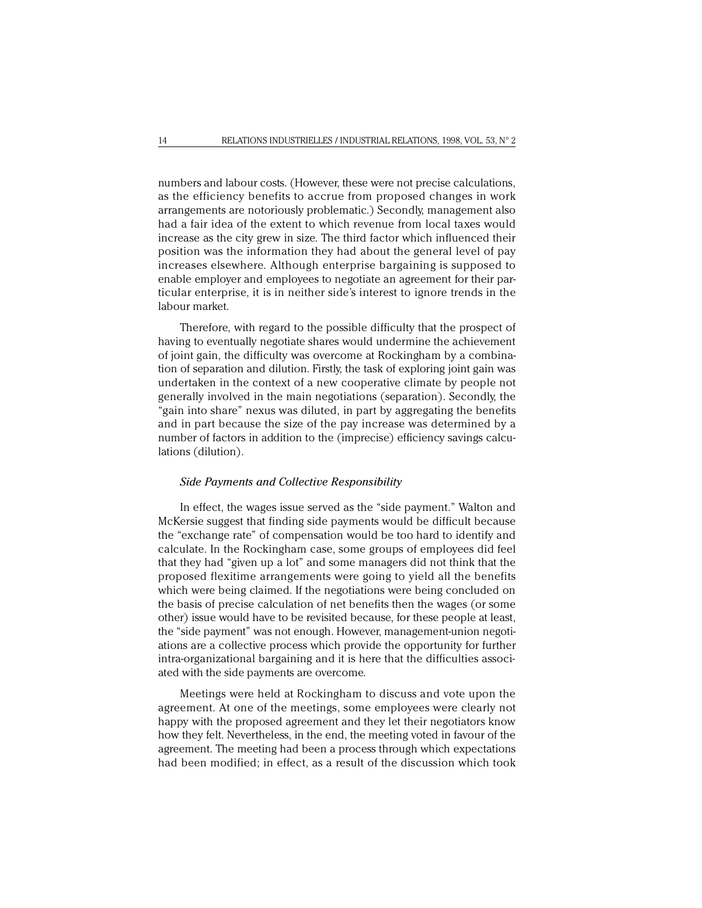numbers and labour costs. (However, these were not precise calculations, as the efficiency benefits to accrue from proposed changes in work arrangements are notoriously problematic.) Secondly, management also had a fair idea of the extent to which revenue from local taxes would increase as the city grew in size. The third factor which influenced their position was the information they had about the general level of pay increases elsewhere. Although enterprise bargaining is supposed to enable employer and employees to negotiate an agreement for their particular enterprise, it is in neither side's interest to ignore trends in the labour market.

Therefore, with regard to the possible difficulty that the prospect of having to eventually negotiate shares would undermine the achievement of joint gain, the difficulty was overcome at Rockingham by a combination of separation and dilution. Firstly, the task of exploring joint gain was undertaken in the context of a new cooperative climate by people not generally involved in the main negotiations (separation). Secondly, the "gain into share" nexus was diluted, in part by aggregating the benefits and in part because the size of the pay increase was determined by a number of factors in addition to the (imprecise) efficiency savings calculations (dilution).

### *Side Payments and Collective Responsibility*

In effect, the wages issue served as the "side payment." Walton and McKersie suggest that finding side payments would be difficult because the "exchange rate" of compensation would be too hard to identify and calculate. In the Rockingham case, some groups of employees did feel that they had "given up a lot" and some managers did not think that the proposed flexitime arrangements were going to yield all the benefits which were being claimed. If the negotiations were being concluded on the basis of precise calculation of net benefits then the wages (or some other) issue would have to be revisited because, for these people at least, the "side payment" was not enough. However, management-union negotiations are a collective process which provide the opportunity for further intra-organizational bargaining and it is here that the difficulties associated with the side payments are overcome.

Meetings were held at Rockingham to discuss and vote upon the agreement. At one of the meetings, some employees were clearly not happy with the proposed agreement and they let their negotiators know how they felt. Nevertheless, in the end, the meeting voted in favour of the agreement. The meeting had been a process through which expectations had been modified; in effect, as a result of the discussion which took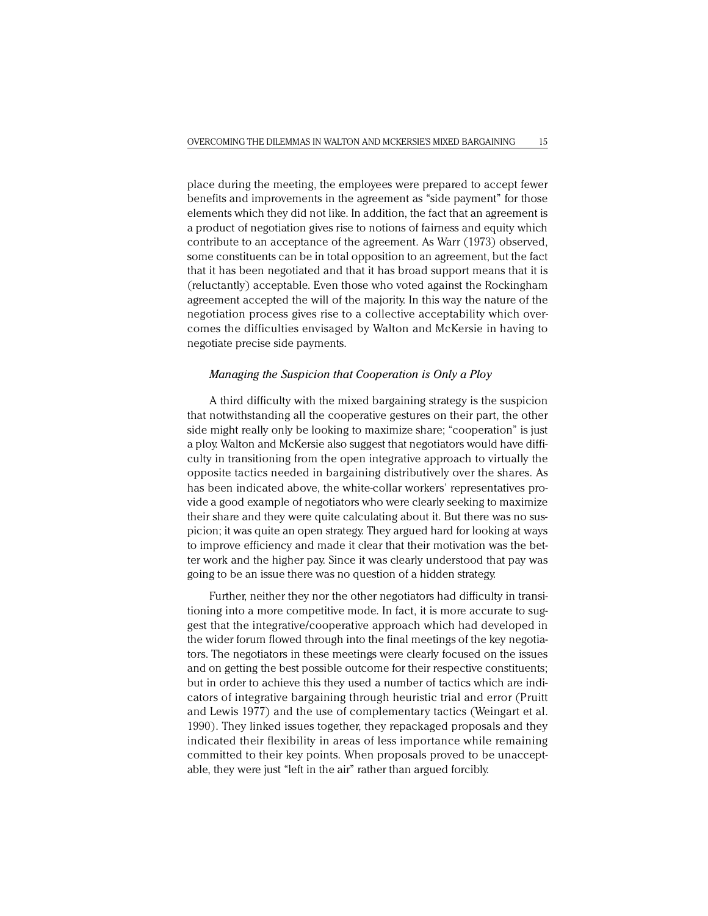place during the meeting, the employees were prepared to accept fewer benefits and improvements in the agreement as "side payment" for those elements which they did not like. In addition, the fact that an agreement is a product of negotiation gives rise to notions of fairness and equity which contribute to an acceptance of the agreement. As Warr (1973) observed, some constituents can be in total opposition to an agreement, but the fact that it has been negotiated and that it has broad support means that it is (reluctantly) acceptable. Even those who voted against the Rockingham agreement accepted the will of the majority. In this way the nature of the negotiation process gives rise to a collective acceptability which overcomes the difficulties envisaged by Walton and McKersie in having to negotiate precise side payments.

### *Managing the Suspicion that Cooperation is Only a Ploy*

A third difficulty with the mixed bargaining strategy is the suspicion that notwithstanding all the cooperative gestures on their part, the other side might really only be looking to maximize share; "cooperation" is just a ploy. Walton and McKersie also suggest that negotiators would have difficulty in transitioning from the open integrative approach to virtually the opposite tactics needed in bargaining distributively over the shares. As has been indicated above, the white-collar workers' representatives provide a good example of negotiators who were clearly seeking to maximize their share and they were quite calculating about it. But there was no suspicion; it was quite an open strategy. They argued hard for looking at ways to improve efficiency and made it clear that their motivation was the better work and the higher pay. Since it was clearly understood that pay was going to be an issue there was no question of a hidden strategy.

Further, neither they nor the other negotiators had difficulty in transitioning into a more competitive mode. In fact, it is more accurate to suggest that the integrative/cooperative approach which had developed in the wider forum flowed through into the final meetings of the key negotiators. The negotiators in these meetings were clearly focused on the issues and on getting the best possible outcome for their respective constituents; but in order to achieve this they used a number of tactics which are indicators of integrative bargaining through heuristic trial and error (Pruitt and Lewis 1977) and the use of complementary tactics (Weingart et al. 1990). They linked issues together, they repackaged proposals and they indicated their flexibility in areas of less importance while remaining committed to their key points. When proposals proved to be unacceptable, they were just "left in the air" rather than argued forcibly.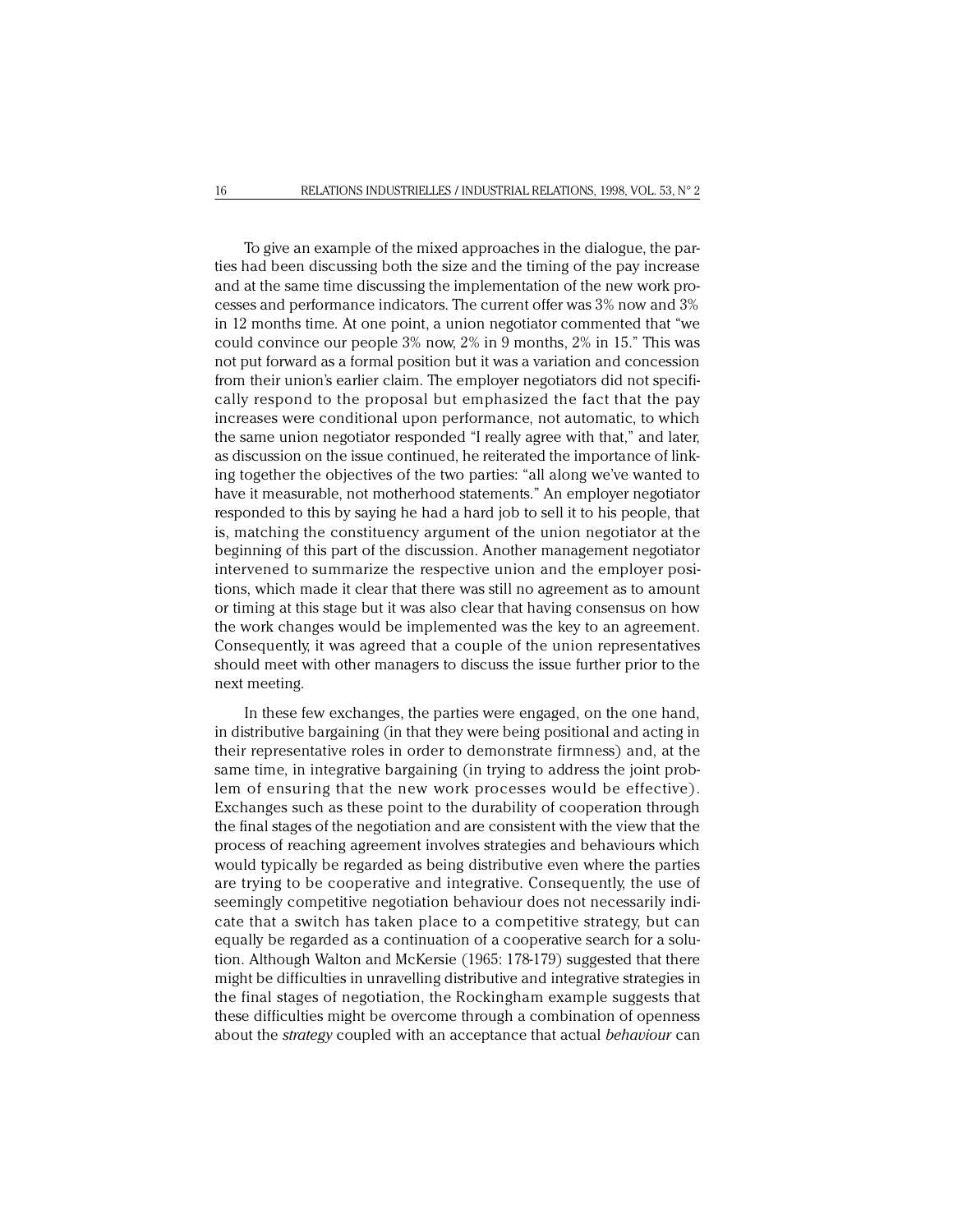To give an example of the mixed approaches in the dialogue, the parties had been discussing both the size and the timing of the pay increase and at the same time discussing the implementation of the new work processes and performance indicators. The current offer was 3% now and 3% in 12 months time. At one point, a union negotiator commented that "we could convince our people 3% now, 2% in 9 months, 2% in 15." This was not put forward as a formal position but it was a variation and concession from their union's earlier claim. The employer negotiators did not specifically respond to the proposal but emphasized the fact that the pay increases were conditional upon performance, not automatic, to which the same union negotiator responded "I really agree with that," and later, as discussion on the issue continued, he reiterated the importance of linking together the objectives of the two parties: "all along we've wanted to have it measurable, not motherhood statements." An employer negotiator responded to this by saying he had a hard job to sell it to his people, that is, matching the constituency argument of the union negotiator at the beginning of this part of the discussion. Another management negotiator intervened to summarize the respective union and the employer positions, which made it clear that there was still no agreement as to amount or timing at this stage but it was also clear that having consensus on how the work changes would be implemented was the key to an agreement. Consequently, it was agreed that a couple of the union representatives should meet with other managers to discuss the issue further prior to the next meeting.

In these few exchanges, the parties were engaged, on the one hand, in distributive bargaining (in that they were being positional and acting in their representative roles in order to demonstrate firmness) and, at the same time, in integrative bargaining (in trying to address the joint problem of ensuring that the new work processes would be effective). Exchanges such as these point to the durability of cooperation through the final stages of the negotiation and are consistent with the view that the process of reaching agreement involves strategies and behaviours which would typically be regarded as being distributive even where the parties are trying to be cooperative and integrative. Consequently, the use of seemingly competitive negotiation behaviour does not necessarily indicate that a switch has taken place to a competitive strategy, but can equally be regarded as a continuation of a cooperative search for a solution. Although Walton and McKersie (1965: 178-179) suggested that there might be difficulties in unravelling distributive and integrative strategies in the final stages of negotiation, the Rockingham example suggests that these difficulties might be overcome through a combination of openness about the *strategy* coupled with an acceptance that actual *behaviour* can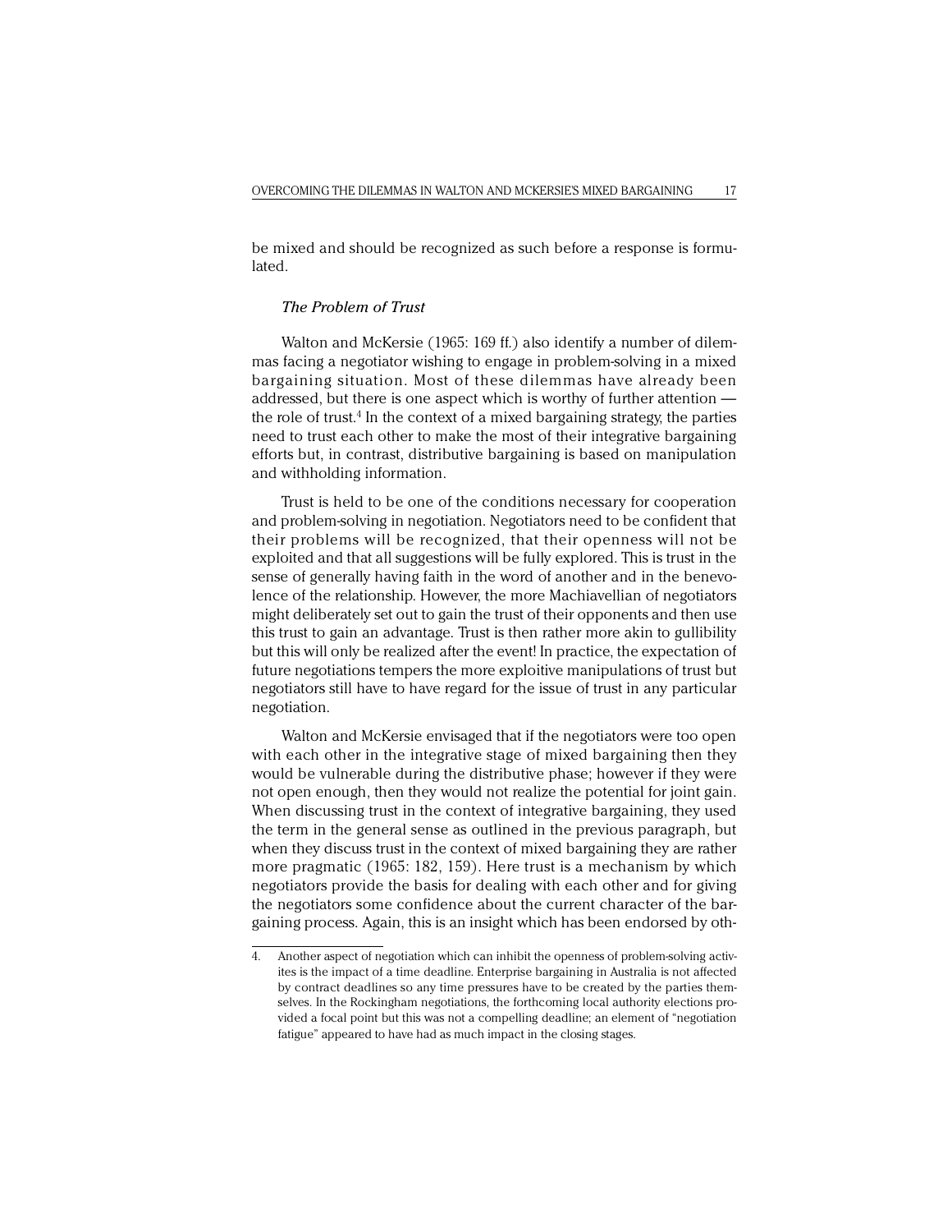be mixed and should be recognized as such before a response is formulated.

### *The Problem of Trust*

Walton and McKersie (1965: 169 ff.) also identify a number of dilemmas facing a negotiator wishing to engage in problem-solving in a mixed bargaining situation. Most of these dilemmas have already been addressed, but there is one aspect which is worthy of further attention — the role of trust.[4] In the context of a mixed bargaining strategy, the parties need to trust each other to make the most of their integrative bargaining efforts but, in contrast, distributive bargaining is based on manipulation and withholding information.

Trust is held to be one of the conditions necessary for cooperation and problem-solving in negotiation. Negotiators need to be confident that their problems will be recognized, that their openness will not be exploited and that all suggestions will be fully explored. This is trust in the sense of generally having faith in the word of another and in the benevolence of the relationship. However, the more Machiavellian of negotiators might deliberately set out to gain the trust of their opponents and then use this trust to gain an advantage. Trust is then rather more akin to gullibility but this will only be realized after the event! In practice, the expectation of future negotiations tempers the more exploitive manipulations of trust but negotiators still have to have regard for the issue of trust in any particular negotiation.

Walton and McKersie envisaged that if the negotiators were too open with each other in the integrative stage of mixed bargaining then they would be vulnerable during the distributive phase; however if they were not open enough, then they would not realize the potential for joint gain. When discussing trust in the context of integrative bargaining, they used the term in the general sense as outlined in the previous paragraph, but when they discuss trust in the context of mixed bargaining they are rather more pragmatic (1965: 182, 159). Here trust is a mechanism by which negotiators provide the basis for dealing with each other and for giving the negotiators some confidence about the current character of the bargaining process. Again, this is an insight which has been endorsed by oth-

4. Another aspect of negotiation which can inhibit the openness of problem-solving activites is the impact of a time deadline. Enterprise bargaining in Australia is not affected by contract deadlines so any time pressures have to be created by the parties themselves. In the Rockingham negotiations, the forthcoming local authority elections provided a focal point but this was not a compelling deadline; an element of "negotiation fatigue" appeared to have had as much impact in the closing stages.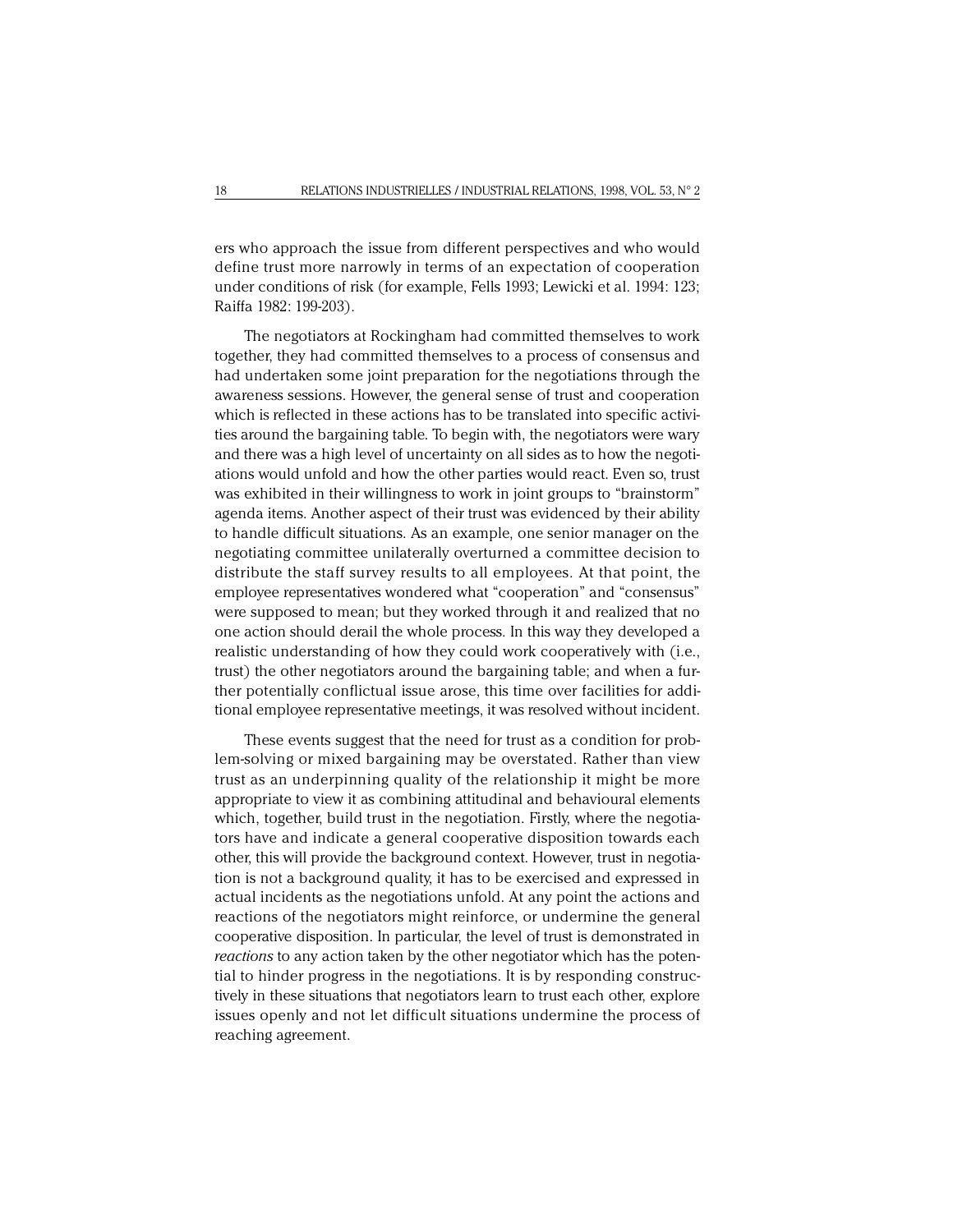ers who approach the issue from different perspectives and who would define trust more narrowly in terms of an expectation of cooperation under conditions of risk (for example, Fells 1993; Lewicki et al. 1994: 123; Raiffa 1982: 199-203).

The negotiators at Rockingham had committed themselves to work together, they had committed themselves to a process of consensus and had undertaken some joint preparation for the negotiations through the awareness sessions. However, the general sense of trust and cooperation which is reflected in these actions has to be translated into specific activities around the bargaining table. To begin with, the negotiators were wary and there was a high level of uncertainty on all sides as to how the negotiations would unfold and how the other parties would react. Even so, trust was exhibited in their willingness to work in joint groups to "brainstorm" agenda items. Another aspect of their trust was evidenced by their ability to handle difficult situations. As an example, one senior manager on the negotiating committee unilaterally overturned a committee decision to distribute the staff survey results to all employees. At that point, the employee representatives wondered what "cooperation" and "consensus" were supposed to mean; but they worked through it and realized that no one action should derail the whole process. In this way they developed a realistic understanding of how they could work cooperatively with (i.e., trust) the other negotiators around the bargaining table; and when a further potentially conflictual issue arose, this time over facilities for additional employee representative meetings, it was resolved without incident.

These events suggest that the need for trust as a condition for problem-solving or mixed bargaining may be overstated. Rather than view trust as an underpinning quality of the relationship it might be more appropriate to view it as combining attitudinal and behavioural elements which, together, build trust in the negotiation. Firstly, where the negotiators have and indicate a general cooperative disposition towards each other, this will provide the background context. However, trust in negotiation is not a background quality, it has to be exercised and expressed in actual incidents as the negotiations unfold. At any point the actions and reactions of the negotiators might reinforce, or undermine the general cooperative disposition. In particular, the level of trust is demonstrated in *reactions* to any action taken by the other negotiator which has the potential to hinder progress in the negotiations. It is by responding constructively in these situations that negotiators learn to trust each other, explore issues openly and not let difficult situations undermine the process of reaching agreement.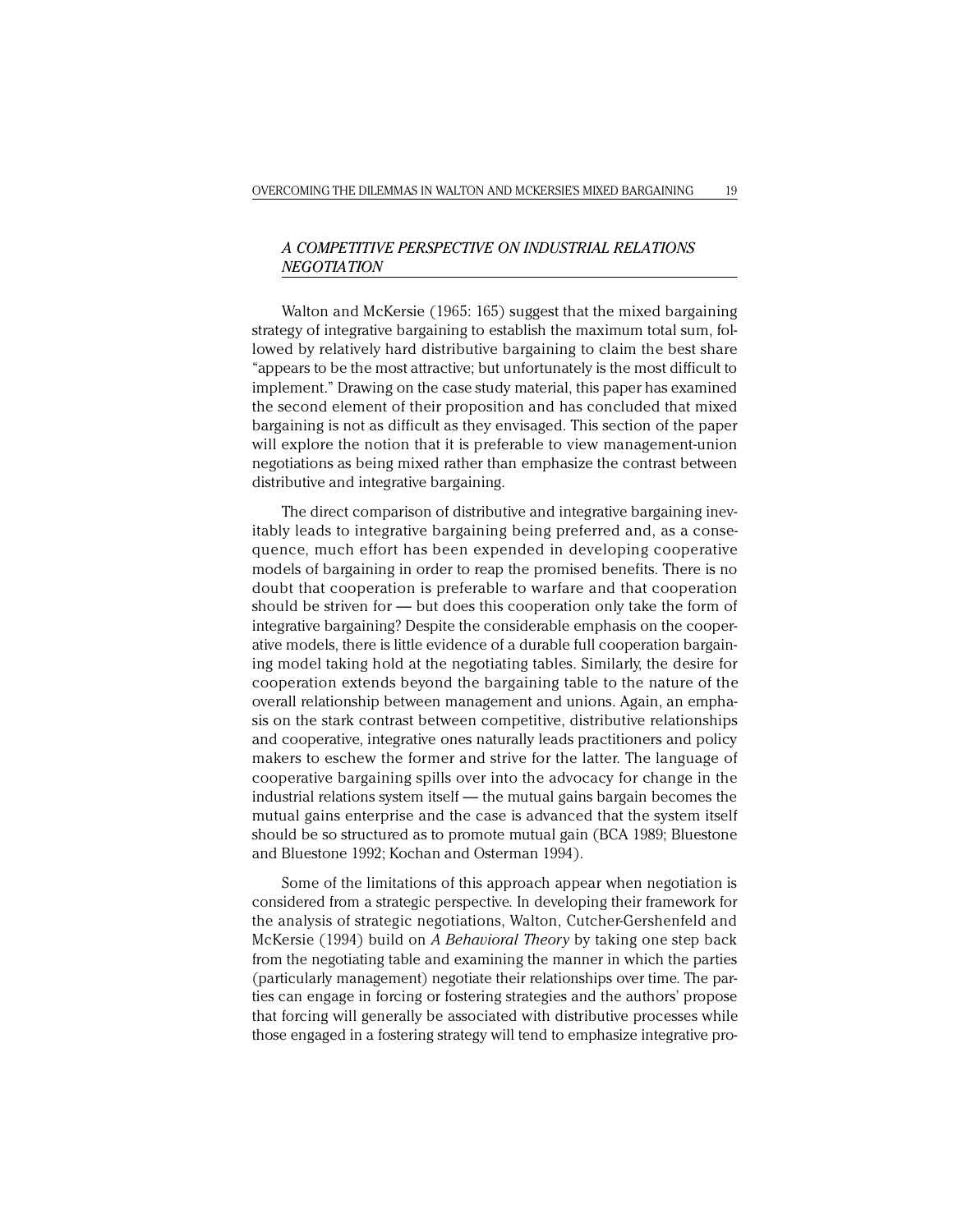## *A COMPETITIVE PERSPECTIVE ON INDUSTRIAL RELATIONS NEGOTIATION*

Walton and McKersie (1965: 165) suggest that the mixed bargaining strategy of integrative bargaining to establish the maximum total sum, followed by relatively hard distributive bargaining to claim the best share "appears to be the most attractive; but unfortunately is the most difficult to implement." Drawing on the case study material, this paper has examined the second element of their proposition and has concluded that mixed bargaining is not as difficult as they envisaged. This section of the paper will explore the notion that it is preferable to view management-union negotiations as being mixed rather than emphasize the contrast between distributive and integrative bargaining.

The direct comparison of distributive and integrative bargaining inevitably leads to integrative bargaining being preferred and, as a consequence, much effort has been expended in developing cooperative models of bargaining in order to reap the promised benefits. There is no doubt that cooperation is preferable to warfare and that cooperation should be striven for — but does this cooperation only take the form of integrative bargaining? Despite the considerable emphasis on the cooperative models, there is little evidence of a durable full cooperation bargaining model taking hold at the negotiating tables. Similarly, the desire for cooperation extends beyond the bargaining table to the nature of the overall relationship between management and unions. Again, an emphasis on the stark contrast between competitive, distributive relationships and cooperative, integrative ones naturally leads practitioners and policy makers to eschew the former and strive for the latter. The language of cooperative bargaining spills over into the advocacy for change in the industrial relations system itself — the mutual gains bargain becomes the mutual gains enterprise and the case is advanced that the system itself should be so structured as to promote mutual gain (BCA 1989; Bluestone and Bluestone 1992; Kochan and Osterman 1994).

Some of the limitations of this approach appear when negotiation is considered from a strategic perspective. In developing their framework for the analysis of strategic negotiations, Walton, Cutcher-Gershenfeld and McKersie (1994) build on *A Behavioral Theory* by taking one step back from the negotiating table and examining the manner in which the parties (particularly management) negotiate their relationships over time. The parties can engage in forcing or fostering strategies and the authors' propose that forcing will generally be associated with distributive processes while those engaged in a fostering strategy will tend to emphasize integrative pro-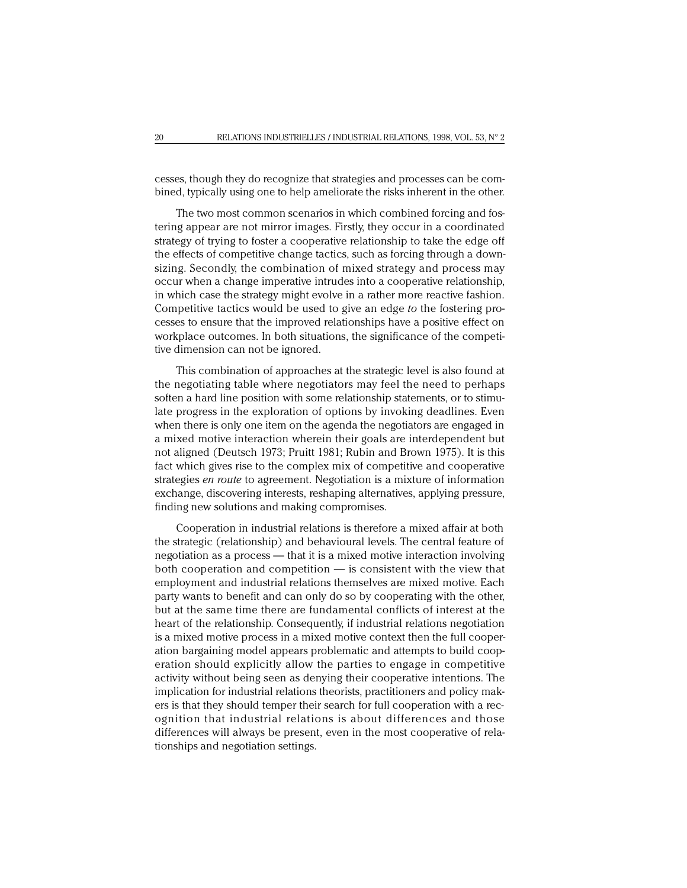cesses, though they do recognize that strategies and processes can be combined, typically using one to help ameliorate the risks inherent in the other.

The two most common scenarios in which combined forcing and fostering appear are not mirror images. Firstly, they occur in a coordinated strategy of trying to foster a cooperative relationship to take the edge off the effects of competitive change tactics, such as forcing through a downsizing. Secondly, the combination of mixed strategy and process may occur when a change imperative intrudes into a cooperative relationship, in which case the strategy might evolve in a rather more reactive fashion. Competitive tactics would be used to give an edge *to* the fostering processes to ensure that the improved relationships have a positive effect on workplace outcomes. In both situations, the significance of the competitive dimension can not be ignored.

This combination of approaches at the strategic level is also found at the negotiating table where negotiators may feel the need to perhaps soften a hard line position with some relationship statements, or to stimulate progress in the exploration of options by invoking deadlines. Even when there is only one item on the agenda the negotiators are engaged in a mixed motive interaction wherein their goals are interdependent but not aligned (Deutsch 1973; Pruitt 1981; Rubin and Brown 1975). It is this fact which gives rise to the complex mix of competitive and cooperative strategies *en route* to agreement. Negotiation is a mixture of information exchange, discovering interests, reshaping alternatives, applying pressure, finding new solutions and making compromises.

Cooperation in industrial relations is therefore a mixed affair at both the strategic (relationship) and behavioural levels. The central feature of negotiation as a process — that it is a mixed motive interaction involving both cooperation and competition — is consistent with the view that employment and industrial relations themselves are mixed motive. Each party wants to benefit and can only do so by cooperating with the other, but at the same time there are fundamental conflicts of interest at the heart of the relationship. Consequently, if industrial relations negotiation is a mixed motive process in a mixed motive context then the full cooperation bargaining model appears problematic and attempts to build cooperation should explicitly allow the parties to engage in competitive activity without being seen as denying their cooperative intentions. The implication for industrial relations theorists, practitioners and policy makers is that they should temper their search for full cooperation with a recognition that industrial relations is about differences and those differences will always be present, even in the most cooperative of relationships and negotiation settings.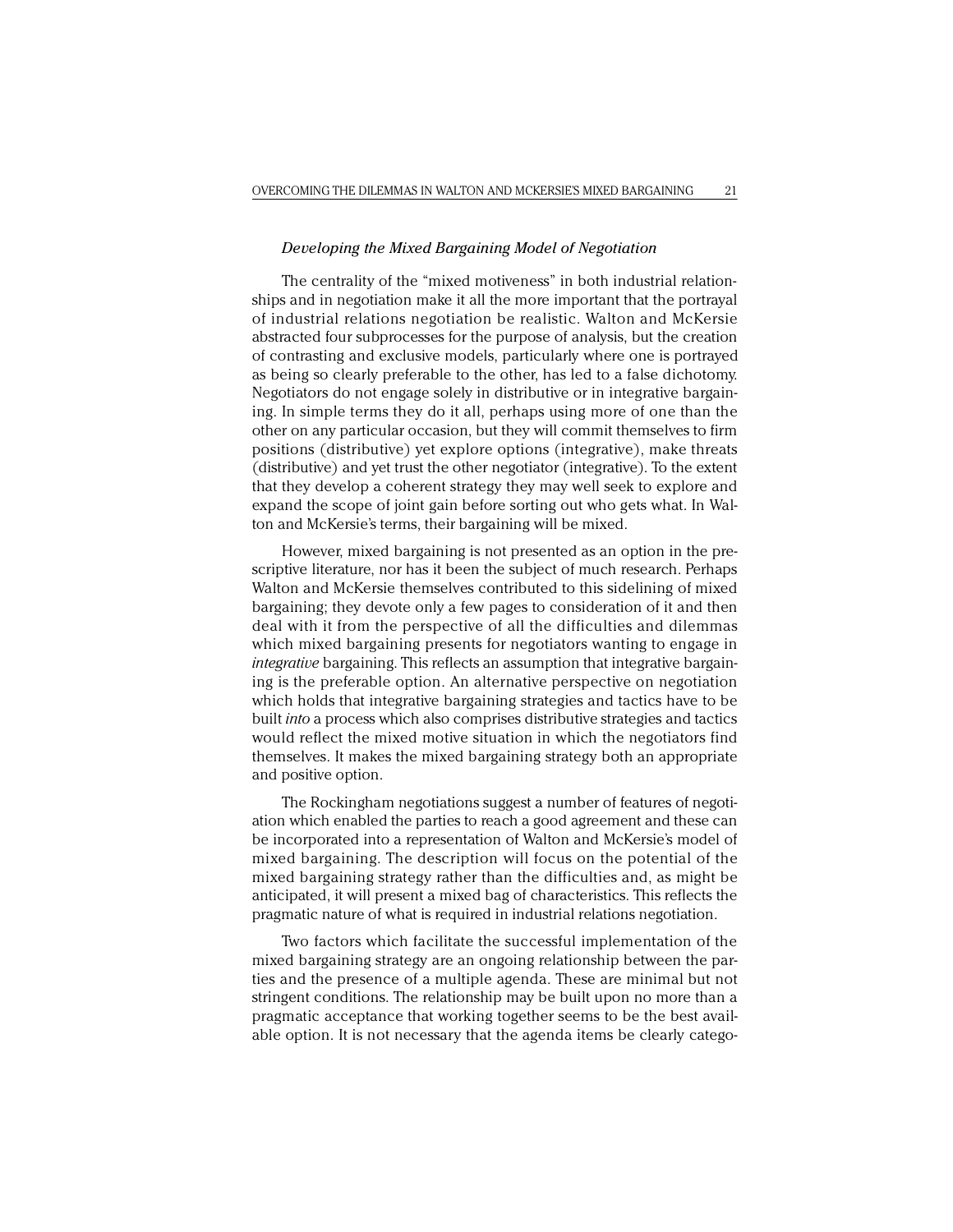### *Developing the Mixed Bargaining Model of Negotiation*

The centrality of the "mixed motiveness" in both industrial relationships and in negotiation make it all the more important that the portrayal of industrial relations negotiation be realistic. Walton and McKersie abstracted four subprocesses for the purpose of analysis, but the creation of contrasting and exclusive models, particularly where one is portrayed as being so clearly preferable to the other, has led to a false dichotomy. Negotiators do not engage solely in distributive or in integrative bargaining. In simple terms they do it all, perhaps using more of one than the other on any particular occasion, but they will commit themselves to firm positions (distributive) yet explore options (integrative), make threats (distributive) and yet trust the other negotiator (integrative). To the extent that they develop a coherent strategy they may well seek to explore and expand the scope of joint gain before sorting out who gets what. In Walton and McKersie's terms, their bargaining will be mixed.

However, mixed bargaining is not presented as an option in the prescriptive literature, nor has it been the subject of much research. Perhaps Walton and McKersie themselves contributed to this sidelining of mixed bargaining; they devote only a few pages to consideration of it and then deal with it from the perspective of all the difficulties and dilemmas which mixed bargaining presents for negotiators wanting to engage in *integrative* bargaining. This reflects an assumption that integrative bargaining is the preferable option. An alternative perspective on negotiation which holds that integrative bargaining strategies and tactics have to be built *into* a process which also comprises distributive strategies and tactics would reflect the mixed motive situation in which the negotiators find themselves. It makes the mixed bargaining strategy both an appropriate and positive option.

The Rockingham negotiations suggest a number of features of negotiation which enabled the parties to reach a good agreement and these can be incorporated into a representation of Walton and McKersie's model of mixed bargaining. The description will focus on the potential of the mixed bargaining strategy rather than the difficulties and, as might be anticipated, it will present a mixed bag of characteristics. This reflects the pragmatic nature of what is required in industrial relations negotiation.

Two factors which facilitate the successful implementation of the mixed bargaining strategy are an ongoing relationship between the parties and the presence of a multiple agenda. These are minimal but not stringent conditions. The relationship may be built upon no more than a pragmatic acceptance that working together seems to be the best available option. It is not necessary that the agenda items be clearly catego-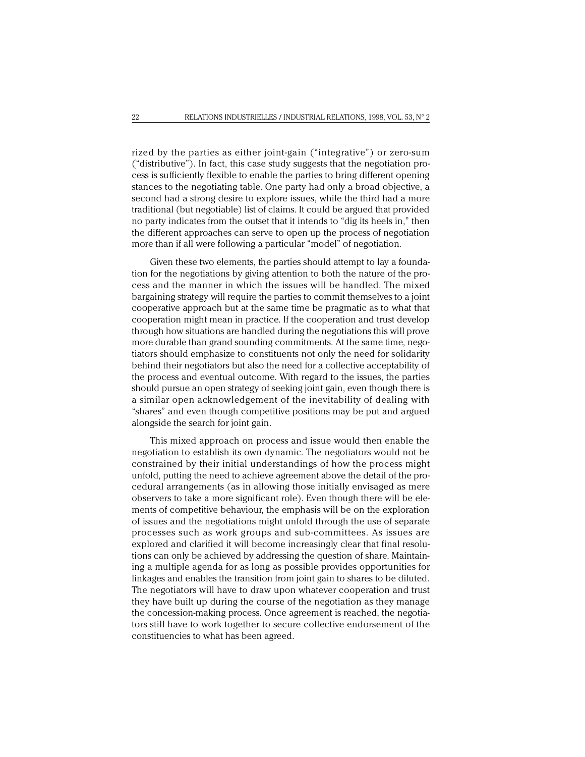rized by the parties as either joint-gain ("integrative") or zero-sum ("distributive"). In fact, this case study suggests that the negotiation process is sufficiently flexible to enable the parties to bring different opening stances to the negotiating table. One party had only a broad objective, a second had a strong desire to explore issues, while the third had a more traditional (but negotiable) list of claims. It could be argued that provided no party indicates from the outset that it intends to "dig its heels in," then the different approaches can serve to open up the process of negotiation more than if all were following a particular "model" of negotiation.

Given these two elements, the parties should attempt to lay a foundation for the negotiations by giving attention to both the nature of the process and the manner in which the issues will be handled. The mixed bargaining strategy will require the parties to commit themselves to a joint cooperative approach but at the same time be pragmatic as to what that cooperation might mean in practice. If the cooperation and trust develop through how situations are handled during the negotiations this will prove more durable than grand sounding commitments. At the same time, negotiators should emphasize to constituents not only the need for solidarity behind their negotiators but also the need for a collective acceptability of the process and eventual outcome. With regard to the issues, the parties should pursue an open strategy of seeking joint gain, even though there is a similar open acknowledgement of the inevitability of dealing with "shares" and even though competitive positions may be put and argued alongside the search for joint gain.

This mixed approach on process and issue would then enable the negotiation to establish its own dynamic. The negotiators would not be constrained by their initial understandings of how the process might unfold, putting the need to achieve agreement above the detail of the procedural arrangements (as in allowing those initially envisaged as mere observers to take a more significant role). Even though there will be elements of competitive behaviour, the emphasis will be on the exploration of issues and the negotiations might unfold through the use of separate processes such as work groups and sub-committees. As issues are explored and clarified it will become increasingly clear that final resolutions can only be achieved by addressing the question of share. Maintaining a multiple agenda for as long as possible provides opportunities for linkages and enables the transition from joint gain to shares to be diluted. The negotiators will have to draw upon whatever cooperation and trust they have built up during the course of the negotiation as they manage the concession-making process. Once agreement is reached, the negotiators still have to work together to secure collective endorsement of the constituencies to what has been agreed.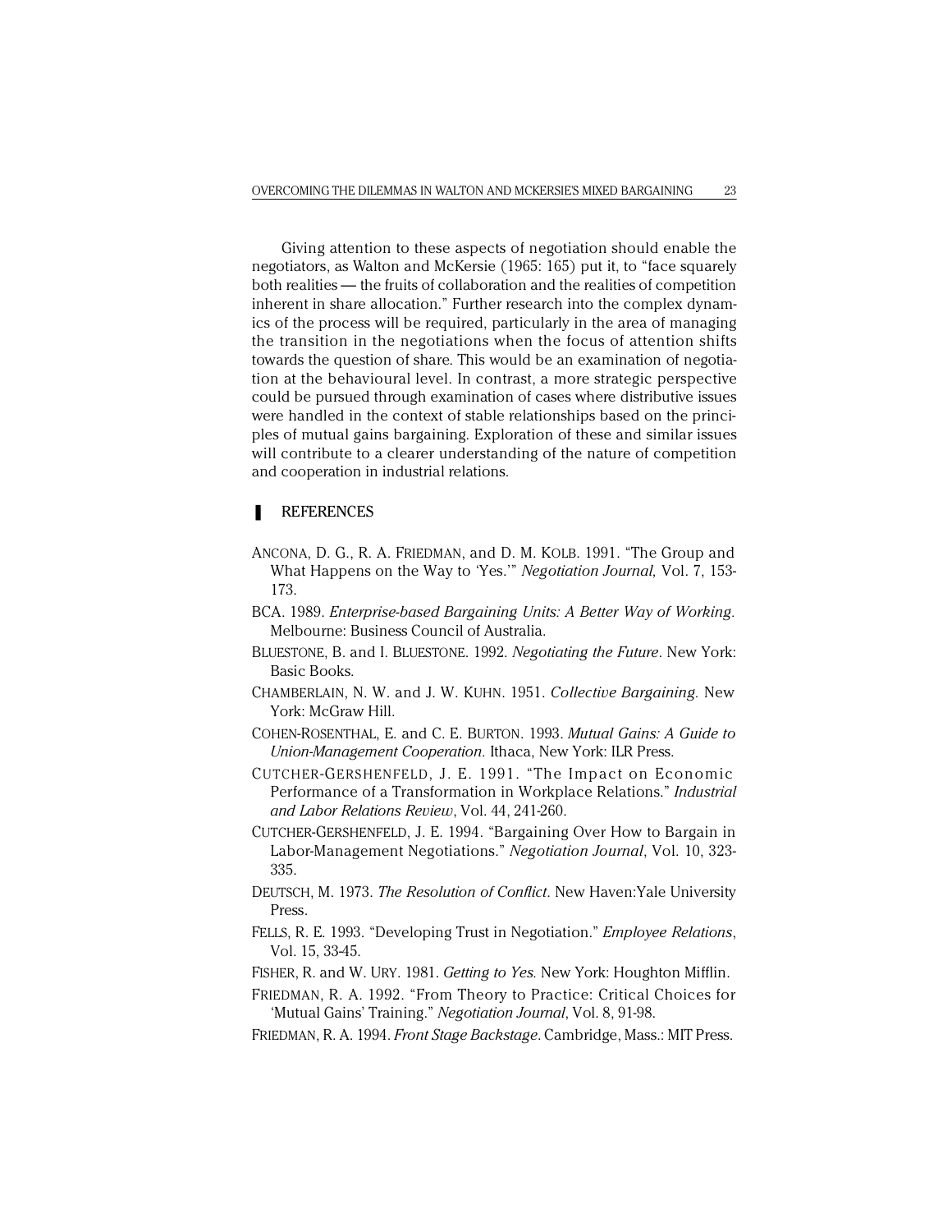Giving attention to these aspects of negotiation should enable the negotiators, as Walton and McKersie (1965: 165) put it, to "face squarely both realities — the fruits of collaboration and the realities of competition inherent in share allocation." Further research into the complex dynamics of the process will be required, particularly in the area of managing the transition in the negotiations when the focus of attention shifts towards the question of share. This would be an examination of negotiation at the behavioural level. In contrast, a more strategic perspective could be pursued through examination of cases where distributive issues were handled in the context of stable relationships based on the principles of mutual gains bargaining. Exploration of these and similar issues will contribute to a clearer understanding of the nature of competition and cooperation in industrial relations.

## REFERENCES

ANCONA, D. G., R. A. FRIEDMAN, and D. M. KOLB. 1991. "The Group and What Happens on the Way to 'Yes.'" *Negotiation Journal*, Vol. 7, 153-173.

BCA. 1989. *Enterprise-based Bargaining Units: A Better Way of Working*. Melbourne: Business Council of Australia.

BLUESTONE, B. and I. BLUESTONE. 1992. *Negotiating the Future*. New York: Basic Books.

CHAMBERLAIN, N. W. and J. W. KUHN. 1951. *Collective Bargaining*. New York: McGraw Hill.

COHEN-ROSENTHAL, E. and C. E. BURTON. 1993. *Mutual Gains: A Guide to Union-Management Cooperation*. Ithaca, New York: ILR Press.

CUTCHER-GERSHENFELD, J. E. 1991. "The Impact on Economic Performance of a Transformation in Workplace Relations." *Industrial and Labor Relations Review*, Vol. 44, 241-260.

CUTCHER-GERSHENFELD, J. E. 1994. "Bargaining Over How to Bargain in Labor-Management Negotiations." *Negotiation Journal*, Vol. 10, 323-335.

DEUTSCH, M. 1973. *The Resolution of Conflict*. New Haven:Yale University Press.

FELLS, R. E. 1993. "Developing Trust in Negotiation." *Employee Relations*, Vol. 15, 33-45.

FISHER, R. and W. URY. 1981. *Getting to Yes*. New York: Houghton Mifflin.

FRIEDMAN, R. A. 1992. "From Theory to Practice: Critical Choices for 'Mutual Gains' Training." *Negotiation Journal*, Vol. 8, 91-98.

FRIEDMAN, R. A. 1994. *Front Stage Backstage*. Cambridge, Mass.: MIT Press.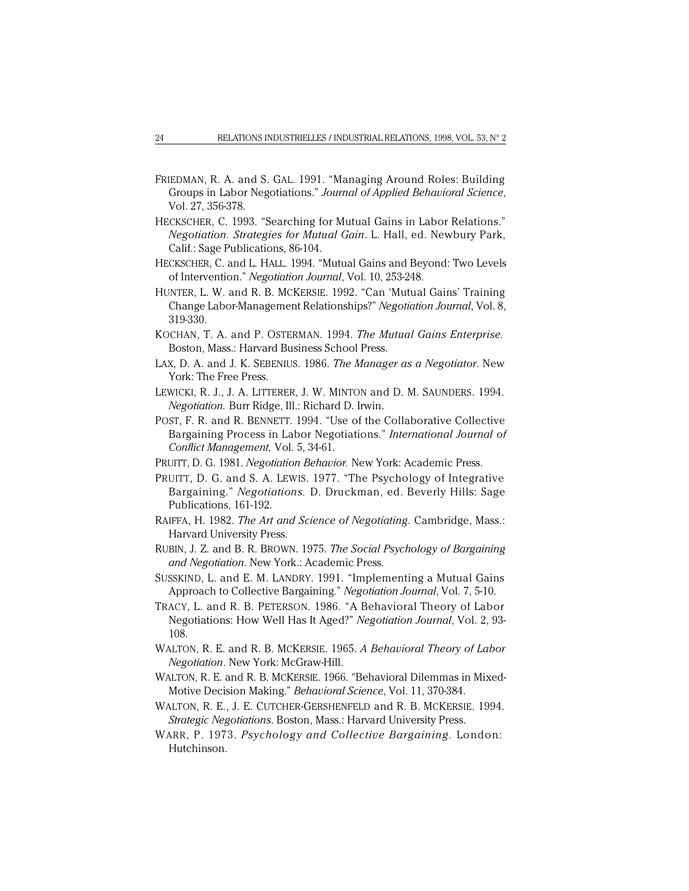FRIEDMAN, R. A. and S. GAL. 1991. "Managing Around Roles: Building Groups in Labor Negotiations." *Journal of Applied Behavioral Science*, Vol. 27, 356-378.

HECKSCHER, C. 1993. "Searching for Mutual Gains in Labor Relations." *Negotiation. Strategies for Mutual Gain*. L. Hall, ed. Newbury Park, Calif.: Sage Publications, 86-104.

HECKSCHER, C. and L. HALL. 1994. "Mutual Gains and Beyond: Two Levels of Intervention." *Negotiation Journal*, Vol. 10, 253-248.

HUNTER, L. W. and R. B. MCKERSIE. 1992. "Can 'Mutual Gains' Training Change Labor-Management Relationships?" *Negotiation Journal*, Vol. 8, 319-330.

KOCHAN, T. A. and P. OSTERMAN. 1994. *The Mutual Gains Enterprise*. Boston, Mass.: Harvard Business School Press.

LAX, D. A. and J. K. SEBENIUS. 1986. *The Manager as a Negotiator*. New York: The Free Press.

LEWICKI, R. J., J. A. LITTERER, J. W. MINTON and D. M. SAUNDERS. 1994. *Negotiation.* Burr Ridge, Ill.: Richard D. Irwin.

POST, F. R. and R. BENNETT. 1994. "Use of the Collaborative Collective Bargaining Process in Labor Negotiations." *International Journal of Conflict Management,* Vol. 5, 34-61.

PRUITT, D. G. 1981. *Negotiation Behavior.* New York: Academic Press.

PRUITT, D. G. and S. A. LEWIS. 1977. "The Psychology of Integrative Bargaining." *Negotiations.* D. Druckman, ed. Beverly Hills: Sage Publications, 161-192.

RAIFFA, H. 1982. *The Art and Science of Negotiating.* Cambridge, Mass.: Harvard University Press.

RUBIN, J. Z. and B. R. BROWN. 1975. *The Social Psychology of Bargaining and Negotiation*. New York.: Academic Press.

SUSSKIND, L. and E. M. LANDRY. 1991. "Implementing a Mutual Gains Approach to Collective Bargaining." *Negotiation Journal*, Vol. 7, 5-10.

TRACY, L. and R. B. PETERSON. 1986. "A Behavioral Theory of Labor Negotiations: How Well Has It Aged?" *Negotiation Journal*, Vol. 2, 93-108.

WALTON, R. E. and R. B. MCKERSIE. 1965. *A Behavioral Theory of Labor Negotiation*. New York: McGraw-Hill.

WALTON, R. E. and R. B. MCKERSIE. 1966. "Behavioral Dilemmas in Mixed-Motive Decision Making." *Behavioral Science*, Vol. 11, 370-384.

WALTON, R. E., J. E. CUTCHER-GERSHENFELD and R. B. MCKERSIE. 1994. *Strategic Negotiations*. Boston, Mass.: Harvard University Press.

WARR, P. 1973. *Psychology and Collective Bargaining.* London: Hutchinson.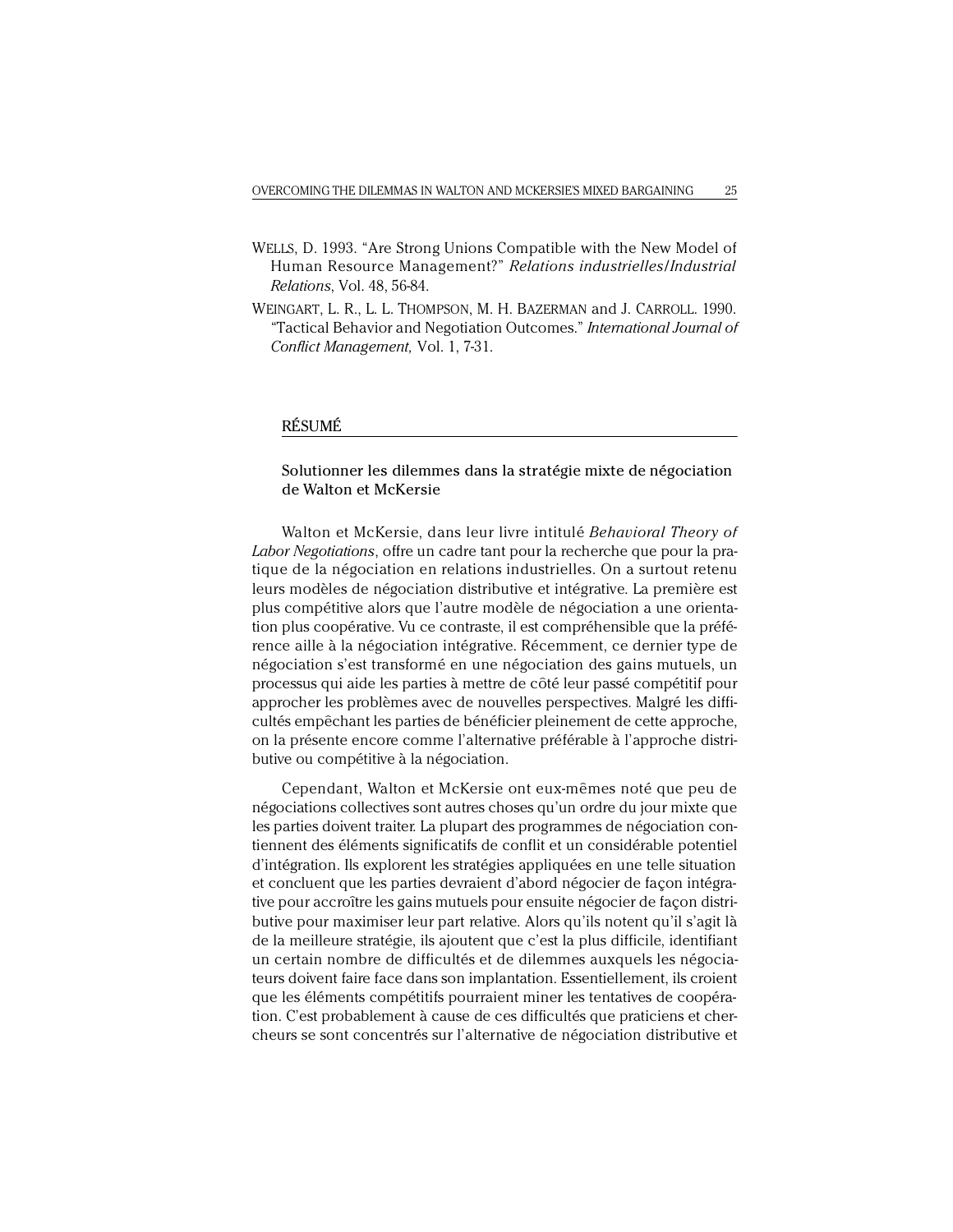WELLS, D. 1993. "Are Strong Unions Compatible with the New Model of Human Resource Management?" *Relations industrielles/Industrial Relations*, Vol. 48, 56-84.

WEINGART, L. R., L. L. THOMPSON, M. H. BAZERMAN and J. CARROLL. 1990. "Tactical Behavior and Negotiation Outcomes." *International Journal of Conflict Management*, Vol. 1, 7-31.

## RÉSUMÉ

### Solutionner les dilemmes dans la stratégie mixte de négociation de Walton et McKersie

Walton et McKersie, dans leur livre intitulé *Behavioral Theory of Labor Negotiations*, offre un cadre tant pour la recherche que pour la pratique de la négociation en relations industrielles. On a surtout retenu leurs modèles de négociation distributive et intégrative. La première est plus compétitive alors que l'autre modèle de négociation a une orientation plus coopérative. Vu ce contraste, il est compréhensible que la préférence aille à la négociation intégrative. Récemment, ce dernier type de négociation s'est transformé en une négociation des gains mutuels, un processus qui aide les parties à mettre de côté leur passé compétitif pour approcher les problèmes avec de nouvelles perspectives. Malgré les difficultés empêchant les parties de bénéficier pleinement de cette approche, on la présente encore comme l'alternative préférable à l'approche distributive ou compétitive à la négociation.

Cependant, Walton et McKersie ont eux-mêmes noté que peu de négociations collectives sont autres choses qu'un ordre du jour mixte que les parties doivent traiter. La plupart des programmes de négociation contiennent des éléments significatifs de conflit et un considérable potentiel d'intégration. Ils explorent les stratégies appliquées en une telle situation et concluent que les parties devraient d'abord négocier de façon intégrative pour accroître les gains mutuels pour ensuite négocier de façon distributive pour maximiser leur part relative. Alors qu'ils notent qu'il s'agit là de la meilleure stratégie, ils ajoutent que c'est la plus difficile, identifiant un certain nombre de difficultés et de dilemmes auxquels les négociateurs doivent faire face dans son implantation. Essentiellement, ils croient que les éléments compétitifs pourraient miner les tentatives de coopération. C'est probablement à cause de ces difficultés que praticiens et chercheurs se sont concentrés sur l'alternative de négociation distributive et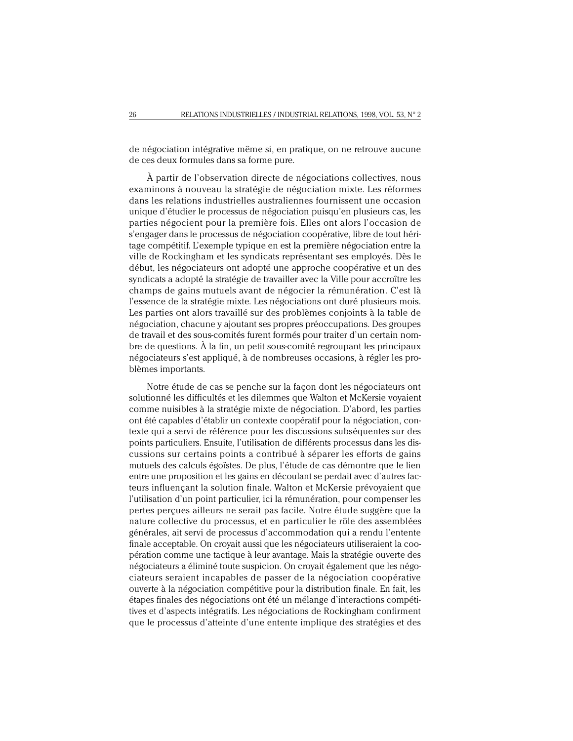de négociation intégrative même si, en pratique, on ne retrouve aucune de ces deux formules dans sa forme pure.

À partir de l'observation directe de négociations collectives, nous examinons à nouveau la stratégie de négociation mixte. Les réformes dans les relations industrielles australiennes fournissent une occasion unique d'étudier le processus de négociation puisqu'en plusieurs cas, les parties négocient pour la première fois. Elles ont alors l'occasion de s'engager dans le processus de négociation coopérative, libre de tout héritage compétitif. L'exemple typique en est la première négociation entre la ville de Rockingham et les syndicats représentant ses employés. Dès le début, les négociateurs ont adopté une approche coopérative et un des syndicats a adopté la stratégie de travailler avec la Ville pour accroître les champs de gains mutuels avant de négocier la rémunération. C'est là l'essence de la stratégie mixte. Les négociations ont duré plusieurs mois. Les parties ont alors travaillé sur des problèmes conjoints à la table de négociation, chacune y ajoutant ses propres préoccupations. Des groupes de travail et des sous-comités furent formés pour traiter d'un certain nombre de questions. À la fin, un petit sous-comité regroupant les principaux négociateurs s'est appliqué, à de nombreuses occasions, à régler les problèmes importants.

Notre étude de cas se penche sur la façon dont les négociateurs ont solutionné les difficultés et les dilemmes que Walton et McKersie voyaient comme nuisibles à la stratégie mixte de négociation. D'abord, les parties ont été capables d'établir un contexte coopératif pour la négociation, contexte qui a servi de référence pour les discussions subséquentes sur des points particuliers. Ensuite, l'utilisation de différents processus dans les discussions sur certains points a contribué à séparer les efforts de gains mutuels des calculs égoïstes. De plus, l'étude de cas démontre que le lien entre une proposition et les gains en découlant se perdait avec d'autres facteurs influençant la solution finale. Walton et McKersie prévoyaient que l'utilisation d'un point particulier, ici la rémunération, pour compenser les pertes perçues ailleurs ne serait pas facile. Notre étude suggère que la nature collective du processus, et en particulier le rôle des assemblées générales, ait servi de processus d'accommodation qui a rendu l'entente finale acceptable. On croyait aussi que les négociateurs utiliseraient la coopération comme une tactique à leur avantage. Mais la stratégie ouverte des négociateurs a éliminé toute suspicion. On croyait également que les négociateurs seraient incapables de passer de la négociation coopérative ouverte à la négociation compétitive pour la distribution finale. En fait, les étapes finales des négociations ont été un mélange d'interactions compétitives et d'aspects intégratifs. Les négociations de Rockingham confirment que le processus d'atteinte d'une entente implique des stratégies et des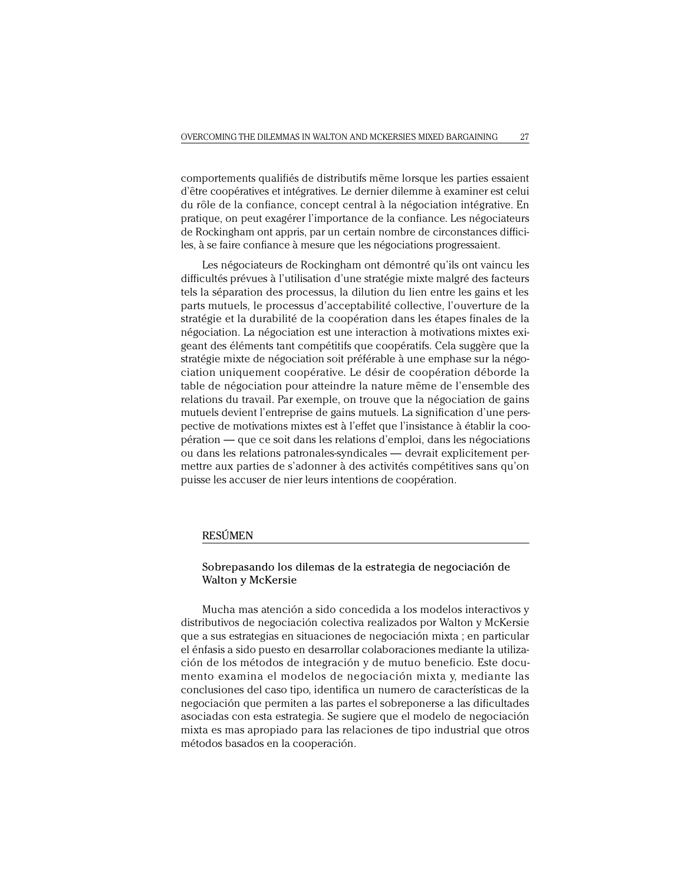comportements qualifiés de distributifs même lorsque les parties essaient d'être coopératives et intégratives. Le dernier dilemme à examiner est celui du rôle de la confiance, concept central à la négociation intégrative. En pratique, on peut exagérer l'importance de la confiance. Les négociateurs de Rockingham ont appris, par un certain nombre de circonstances difficiles, à se faire confiance à mesure que les négociations progressaient.

Les négociateurs de Rockingham ont démontré qu'ils ont vaincu les difficultés prévues à l'utilisation d'une stratégie mixte malgré des facteurs tels la séparation des processus, la dilution du lien entre les gains et les parts mutuels, le processus d'acceptabilité collective, l'ouverture de la stratégie et la durabilité de la coopération dans les étapes finales de la négociation. La négociation est une interaction à motivations mixtes exigeant des éléments tant compétitifs que coopératifs. Cela suggère que la stratégie mixte de négociation soit préférable à une emphase sur la négociation uniquement coopérative. Le désir de coopération déborde la table de négociation pour atteindre la nature même de l'ensemble des relations du travail. Par exemple, on trouve que la négociation de gains mutuels devient l'entreprise de gains mutuels. La signification d'une perspective de motivations mixtes est à l'effet que l'insistance à établir la coopération — que ce soit dans les relations d'emploi, dans les négociations ou dans les relations patronales-syndicales — devrait explicitement permettre aux parties de s'adonner à des activités compétitives sans qu'on puisse les accuser de nier leurs intentions de coopération.

## RESÚMEN

### Sobrepasando los dilemas de la estrategia de negociación de Walton y McKersie

Mucha mas atención a sido concedida a los modelos interactivos y distributivos de negociación colectiva realizados por Walton y McKersie que a sus estrategias en situaciones de negociación mixta ; en particular el énfasis a sido puesto en desarrollar colaboraciones mediante la utilización de los métodos de integración y de mutuo beneficio. Este documento examina el modelos de negociación mixta y, mediante las conclusiones del caso tipo, identifica un numero de características de la negociación que permiten a las partes el sobreponerse a las dificultades asociadas con esta estrategia. Se sugiere que el modelo de negociación mixta es mas apropiado para las relaciones de tipo industrial que otros métodos basados en la cooperación.